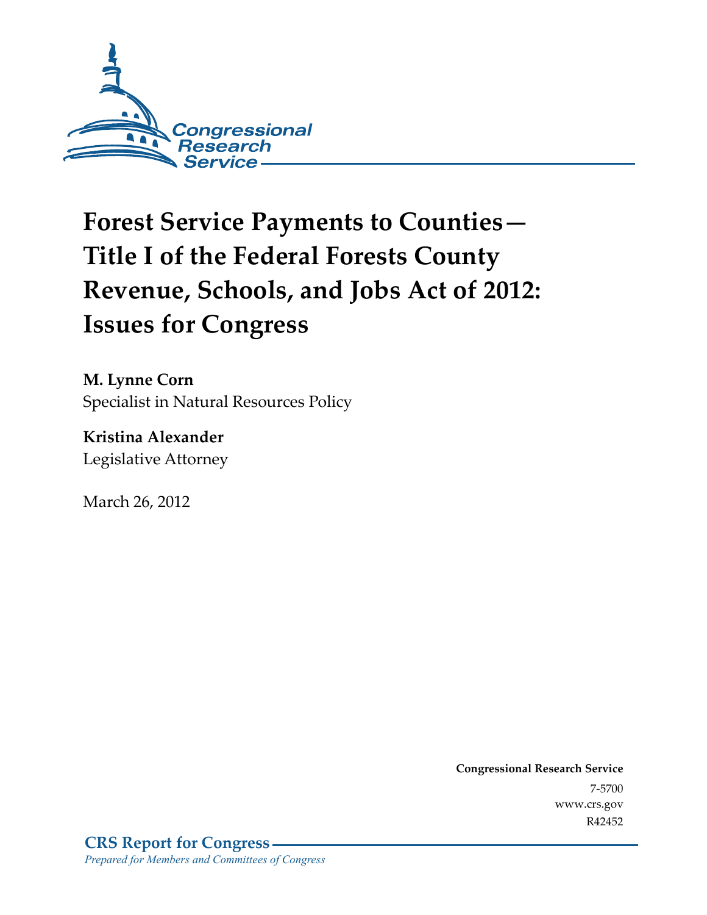Congressional Research Service

# Forest Service Payments to Counties—Title I of the Federal Forests County Revenue, Schools, and Jobs Act of 2012: Issues for Congress

**M. Lynne Corn**
Specialist in Natural Resources Policy

**Kristina Alexander**
Legislative Attorney

March 26, 2012

**Congressional Research Service**
7-5700
www.crs.gov
R42452

**CRS Report for Congress**
*Prepared for Members and Committees of Congress*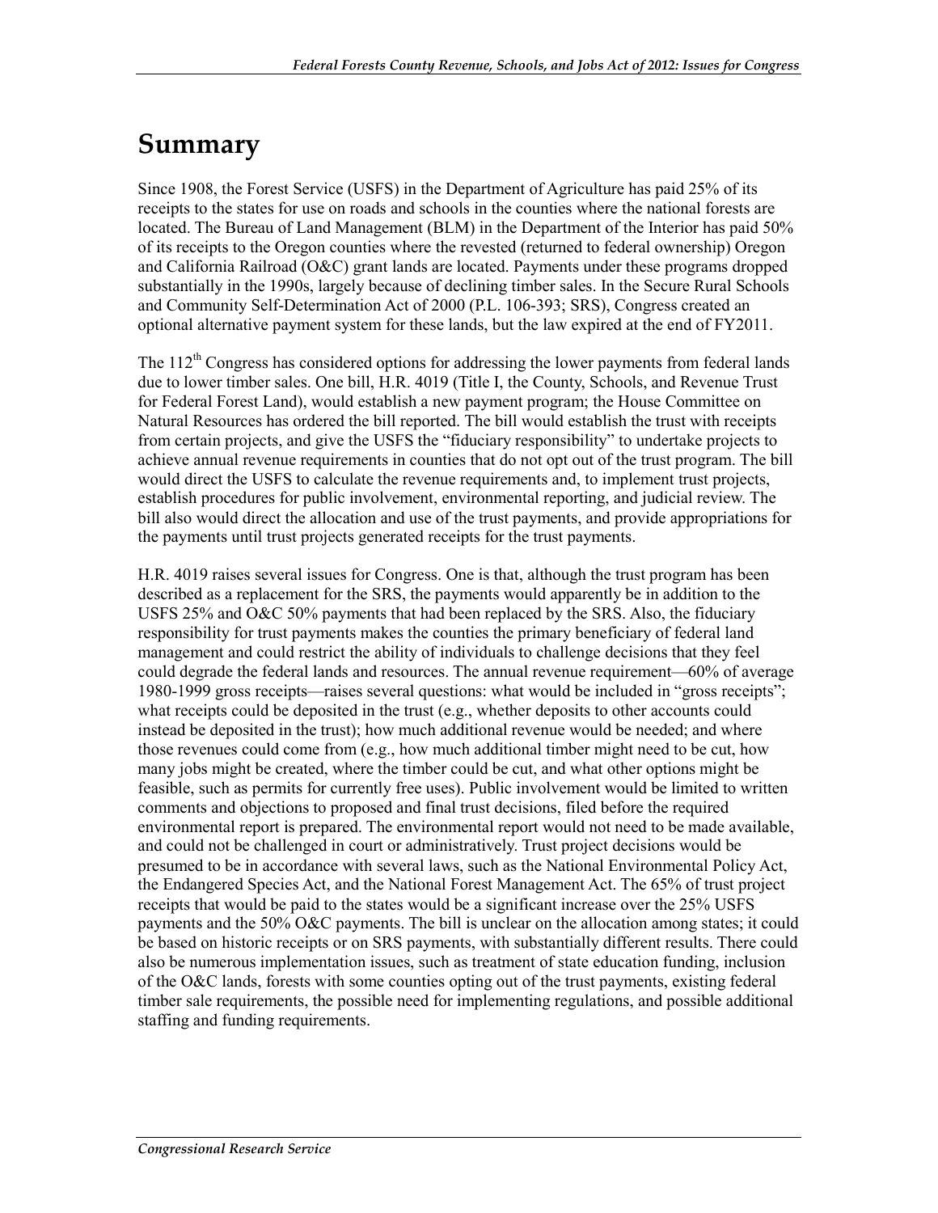# Summary

Since 1908, the Forest Service (USFS) in the Department of Agriculture has paid 25% of its receipts to the states for use on roads and schools in the counties where the national forests are located. The Bureau of Land Management (BLM) in the Department of the Interior has paid 50% of its receipts to the Oregon counties where the revested (returned to federal ownership) Oregon and California Railroad (O&C) grant lands are located. Payments under these programs dropped substantially in the 1990s, largely because of declining timber sales. In the Secure Rural Schools and Community Self-Determination Act of 2000 (P.L. 106-393; SRS), Congress created an optional alternative payment system for these lands, but the law expired at the end of FY2011.

The 112th Congress has considered options for addressing the lower payments from federal lands due to lower timber sales. One bill, H.R. 4019 (Title I, the County, Schools, and Revenue Trust for Federal Forest Land), would establish a new payment program; the House Committee on Natural Resources has ordered the bill reported. The bill would establish the trust with receipts from certain projects, and give the USFS the "fiduciary responsibility" to undertake projects to achieve annual revenue requirements in counties that do not opt out of the trust program. The bill would direct the USFS to calculate the revenue requirements and, to implement trust projects, establish procedures for public involvement, environmental reporting, and judicial review. The bill also would direct the allocation and use of the trust payments, and provide appropriations for the payments until trust projects generated receipts for the trust payments.

H.R. 4019 raises several issues for Congress. One is that, although the trust program has been described as a replacement for the SRS, the payments would apparently be in addition to the USFS 25% and O&C 50% payments that had been replaced by the SRS. Also, the fiduciary responsibility for trust payments makes the counties the primary beneficiary of federal land management and could restrict the ability of individuals to challenge decisions that they feel could degrade the federal lands and resources. The annual revenue requirement—60% of average 1980-1999 gross receipts—raises several questions: what would be included in "gross receipts"; what receipts could be deposited in the trust (e.g., whether deposits to other accounts could instead be deposited in the trust); how much additional revenue would be needed; and where those revenues could come from (e.g., how much additional timber might need to be cut, how many jobs might be created, where the timber could be cut, and what other options might be feasible, such as permits for currently free uses). Public involvement would be limited to written comments and objections to proposed and final trust decisions, filed before the required environmental report is prepared. The environmental report would not need to be made available, and could not be challenged in court or administratively. Trust project decisions would be presumed to be in accordance with several laws, such as the National Environmental Policy Act, the Endangered Species Act, and the National Forest Management Act. The 65% of trust project receipts that would be paid to the states would be a significant increase over the 25% USFS payments and the 50% O&C payments. The bill is unclear on the allocation among states; it could be based on historic receipts or on SRS payments, with substantially different results. There could also be numerous implementation issues, such as treatment of state education funding, inclusion of the O&C lands, forests with some counties opting out of the trust payments, existing federal timber sale requirements, the possible need for implementing regulations, and possible additional staffing and funding requirements.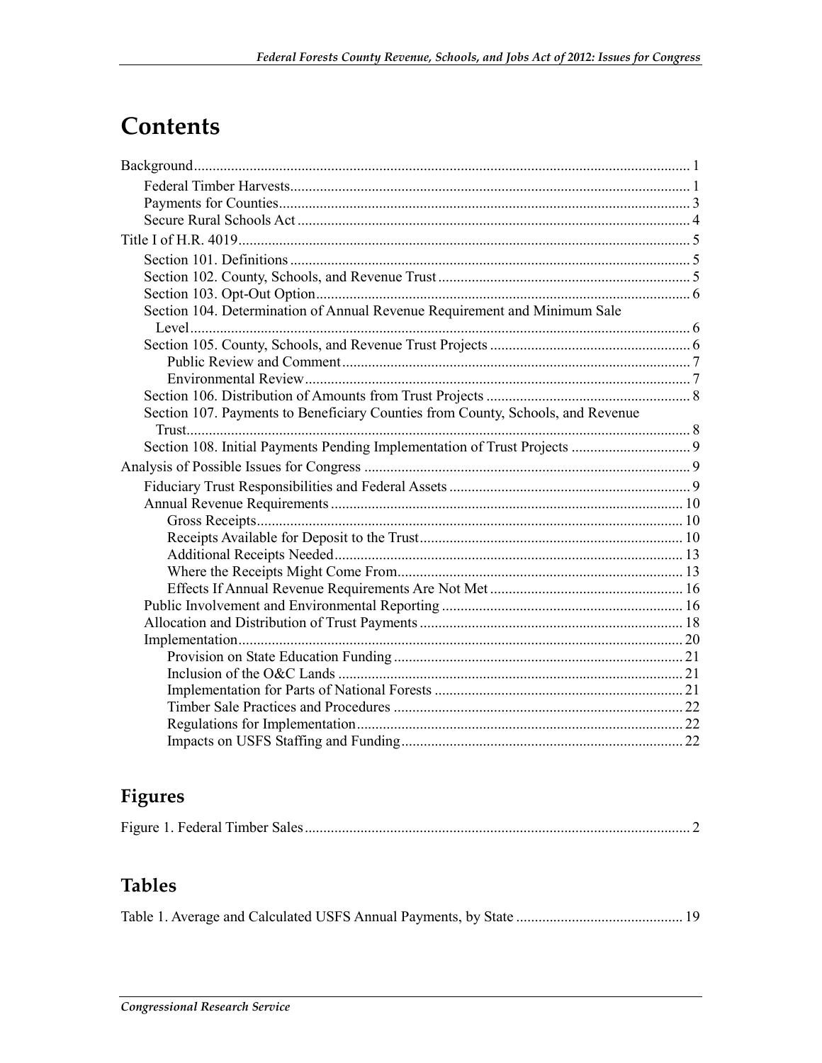# Contents

Background ..... 1
- Federal Timber Harvests ..... 1
- Payments for Counties ..... 3
- Secure Rural Schools Act ..... 4

Title I of H.R. 4019 ..... 5
- Section 101. Definitions ..... 5
- Section 102. County, Schools, and Revenue Trust ..... 5
- Section 103. Opt-Out Option ..... 6
- Section 104. Determination of Annual Revenue Requirement and Minimum Sale Level ..... 6
- Section 105. County, Schools, and Revenue Trust Projects ..... 6
  - Public Review and Comment ..... 7
  - Environmental Review ..... 7
- Section 106. Distribution of Amounts from Trust Projects ..... 8
- Section 107. Payments to Beneficiary Counties from County, Schools, and Revenue Trust ..... 8
- Section 108. Initial Payments Pending Implementation of Trust Projects ..... 9

Analysis of Possible Issues for Congress ..... 9
- Fiduciary Trust Responsibilities and Federal Assets ..... 9
- Annual Revenue Requirements ..... 10
  - Gross Receipts ..... 10
  - Receipts Available for Deposit to the Trust ..... 10
  - Additional Receipts Needed ..... 13
  - Where the Receipts Might Come From ..... 13
  - Effects If Annual Revenue Requirements Are Not Met ..... 16
- Public Involvement and Environmental Reporting ..... 16
- Allocation and Distribution of Trust Payments ..... 18
- Implementation ..... 20
  - Provision on State Education Funding ..... 21
  - Inclusion of the O&C Lands ..... 21
  - Implementation for Parts of National Forests ..... 21
  - Timber Sale Practices and Procedures ..... 22
  - Regulations for Implementation ..... 22
  - Impacts on USFS Staffing and Funding ..... 22

## Figures

Figure 1. Federal Timber Sales ..... 2

## Tables

Table 1. Average and Calculated USFS Annual Payments, by State ..... 19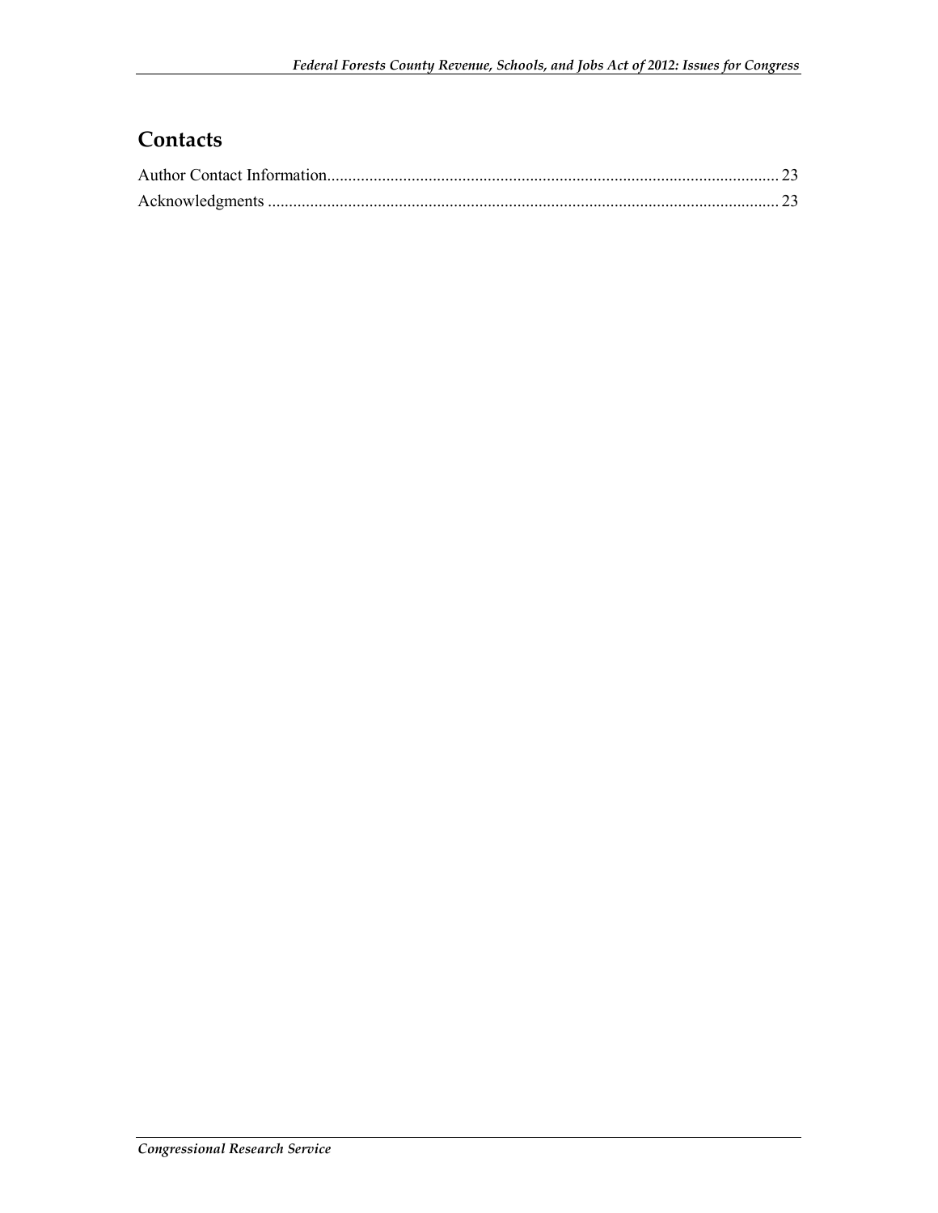## Contacts

Author Contact Information........................................................................................................... 23

Acknowledgments ......................................................................................................................... 23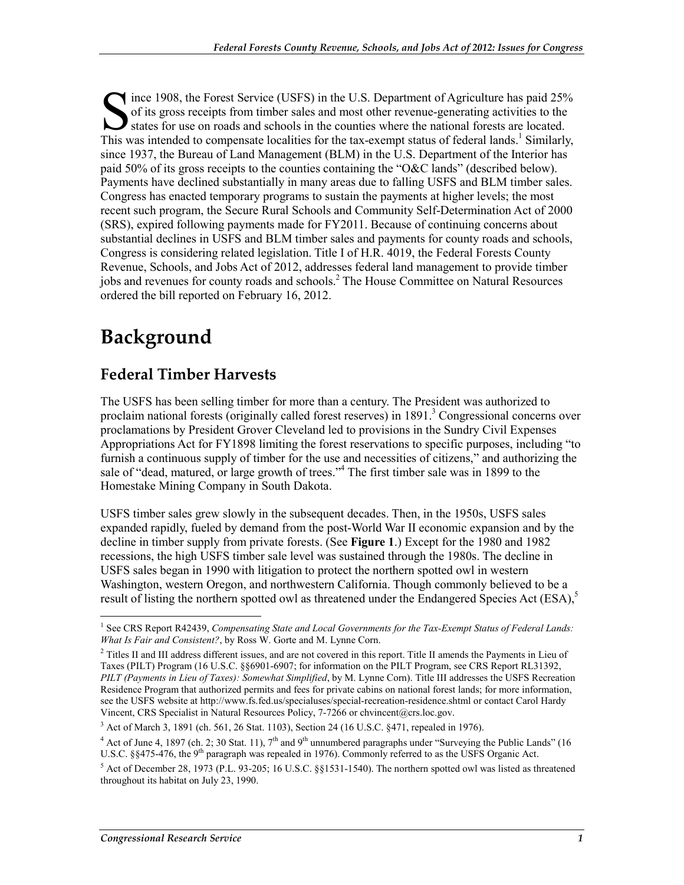Since 1908, the Forest Service (USFS) in the U.S. Department of Agriculture has paid 25% of its gross receipts from timber sales and most other revenue-generating activities to the states for use on roads and schools in the counties where the national forests are located. This was intended to compensate localities for the tax-exempt status of federal lands.[1] Similarly, since 1937, the Bureau of Land Management (BLM) in the U.S. Department of the Interior has paid 50% of its gross receipts to the counties containing the "O&C lands" (described below). Payments have declined substantially in many areas due to falling USFS and BLM timber sales. Congress has enacted temporary programs to sustain the payments at higher levels; the most recent such program, the Secure Rural Schools and Community Self-Determination Act of 2000 (SRS), expired following payments made for FY2011. Because of continuing concerns about substantial declines in USFS and BLM timber sales and payments for county roads and schools, Congress is considering related legislation. Title I of H.R. 4019, the Federal Forests County Revenue, Schools, and Jobs Act of 2012, addresses federal land management to provide timber jobs and revenues for county roads and schools.[2] The House Committee on Natural Resources ordered the bill reported on February 16, 2012.

# Background

## Federal Timber Harvests

The USFS has been selling timber for more than a century. The President was authorized to proclaim national forests (originally called forest reserves) in 1891.[3] Congressional concerns over proclamations by President Grover Cleveland led to provisions in the Sundry Civil Expenses Appropriations Act for FY1898 limiting the forest reservations to specific purposes, including "to furnish a continuous supply of timber for the use and necessities of citizens," and authorizing the sale of "dead, matured, or large growth of trees."[4] The first timber sale was in 1899 to the Homestake Mining Company in South Dakota.

USFS timber sales grew slowly in the subsequent decades. Then, in the 1950s, USFS sales expanded rapidly, fueled by demand from the post-World War II economic expansion and by the decline in timber supply from private forests. (See **Figure 1**.) Except for the 1980 and 1982 recessions, the high USFS timber sale level was sustained through the 1980s. The decline in USFS sales began in 1990 with litigation to protect the northern spotted owl in western Washington, western Oregon, and northwestern California. Though commonly believed to be a result of listing the northern spotted owl as threatened under the Endangered Species Act (ESA),[5]

---

[1] See CRS Report R42439, *Compensating State and Local Governments for the Tax-Exempt Status of Federal Lands: What Is Fair and Consistent?*, by Ross W. Gorte and M. Lynne Corn.

[2] Titles II and III address different issues, and are not covered in this report. Title II amends the Payments in Lieu of Taxes (PILT) Program (16 U.S.C. §§6901-6907; for information on the PILT Program, see CRS Report RL31392, *PILT (Payments in Lieu of Taxes): Somewhat Simplified*, by M. Lynne Corn). Title III addresses the USFS Recreation Residence Program that authorized permits and fees for private cabins on national forest lands; for more information, see the USFS website at http://www.fs.fed.us/specialuses/special-recreation-residence.shtml or contact Carol Hardy Vincent, CRS Specialist in Natural Resources Policy, 7-7266 or chvincent@crs.loc.gov.

[3] Act of March 3, 1891 (ch. 561, 26 Stat. 1103), Section 24 (16 U.S.C. §471, repealed in 1976).

[4] Act of June 4, 1897 (ch. 2; 30 Stat. 11), 7th and 9th unnumbered paragraphs under "Surveying the Public Lands" (16 U.S.C. §§475-476, the 9th paragraph was repealed in 1976). Commonly referred to as the USFS Organic Act.

[5] Act of December 28, 1973 (P.L. 93-205; 16 U.S.C. §§1531-1540). The northern spotted owl was listed as threatened throughout its habitat on July 23, 1990.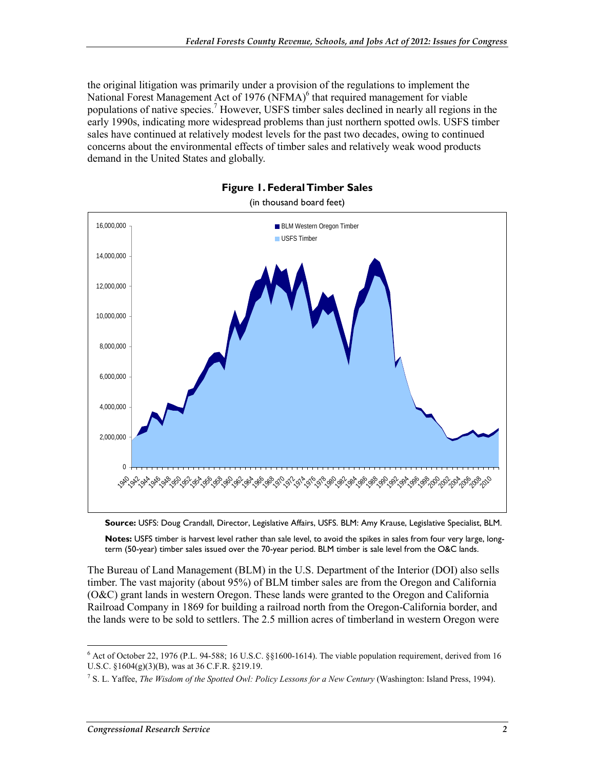the original litigation was primarily under a provision of the regulations to implement the National Forest Management Act of 1976 (NFMA)[6] that required management for viable populations of native species.[7] However, USFS timber sales declined in nearly all regions in the early 1990s, indicating more widespread problems than just northern spotted owls. USFS timber sales have continued at relatively modest levels for the past two decades, owing to continued concerns about the environmental effects of timber sales and relatively weak wood products demand in the United States and globally.

**Figure 1. Federal Timber Sales**

(in thousand board feet)

**Source:** USFS: Doug Crandall, Director, Legislative Affairs, USFS. BLM: Amy Krause, Legislative Specialist, BLM.

**Notes:** USFS timber is harvest level rather than sale level, to avoid the spikes in sales from four very large, long-term (50-year) timber sales issued over the 70-year period. BLM timber is sale level from the O&C lands.

The Bureau of Land Management (BLM) in the U.S. Department of the Interior (DOI) also sells timber. The vast majority (about 95%) of BLM timber sales are from the Oregon and California (O&C) grant lands in western Oregon. These lands were granted to the Oregon and California Railroad Company in 1869 for building a railroad north from the Oregon-California border, and the lands were to be sold to settlers. The 2.5 million acres of timberland in western Oregon were

---

[6] Act of October 22, 1976 (P.L. 94-588; 16 U.S.C. §§1600-1614). The viable population requirement, derived from 16 U.S.C. §1604(g)(3)(B), was at 36 C.F.R. §219.19.

[7] S. L. Yaffee, *The Wisdom of the Spotted Owl: Policy Lessons for a New Century* (Washington: Island Press, 1994).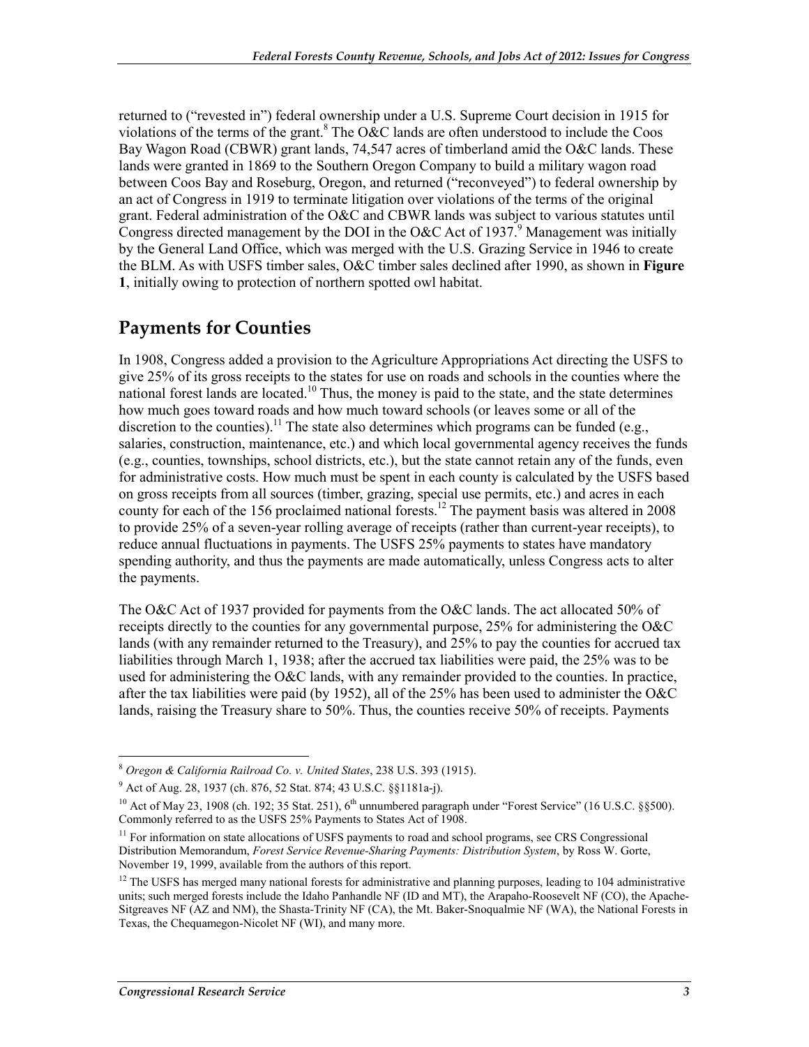returned to ("revested in") federal ownership under a U.S. Supreme Court decision in 1915 for violations of the terms of the grant.[8] The O&C lands are often understood to include the Coos Bay Wagon Road (CBWR) grant lands, 74,547 acres of timberland amid the O&C lands. These lands were granted in 1869 to the Southern Oregon Company to build a military wagon road between Coos Bay and Roseburg, Oregon, and returned ("reconveyed") to federal ownership by an act of Congress in 1919 to terminate litigation over violations of the terms of the original grant. Federal administration of the O&C and CBWR lands was subject to various statutes until Congress directed management by the DOI in the O&C Act of 1937.[9] Management was initially by the General Land Office, which was merged with the U.S. Grazing Service in 1946 to create the BLM. As with USFS timber sales, O&C timber sales declined after 1990, as shown in **Figure 1**, initially owing to protection of northern spotted owl habitat.

## Payments for Counties

In 1908, Congress added a provision to the Agriculture Appropriations Act directing the USFS to give 25% of its gross receipts to the states for use on roads and schools in the counties where the national forest lands are located.[10] Thus, the money is paid to the state, and the state determines how much goes toward roads and how much toward schools (or leaves some or all of the discretion to the counties).[11] The state also determines which programs can be funded (e.g., salaries, construction, maintenance, etc.) and which local governmental agency receives the funds (e.g., counties, townships, school districts, etc.), but the state cannot retain any of the funds, even for administrative costs. How much must be spent in each county is calculated by the USFS based on gross receipts from all sources (timber, grazing, special use permits, etc.) and acres in each county for each of the 156 proclaimed national forests.[12] The payment basis was altered in 2008 to provide 25% of a seven-year rolling average of receipts (rather than current-year receipts), to reduce annual fluctuations in payments. The USFS 25% payments to states have mandatory spending authority, and thus the payments are made automatically, unless Congress acts to alter the payments.

The O&C Act of 1937 provided for payments from the O&C lands. The act allocated 50% of receipts directly to the counties for any governmental purpose, 25% for administering the O&C lands (with any remainder returned to the Treasury), and 25% to pay the counties for accrued tax liabilities through March 1, 1938; after the accrued tax liabilities were paid, the 25% was to be used for administering the O&C lands, with any remainder provided to the counties. In practice, after the tax liabilities were paid (by 1952), all of the 25% has been used to administer the O&C lands, raising the Treasury share to 50%. Thus, the counties receive 50% of receipts. Payments

---

[8] *Oregon & California Railroad Co. v. United States*, 238 U.S. 393 (1915).

[9] Act of Aug. 28, 1937 (ch. 876, 52 Stat. 874; 43 U.S.C. §§1181a-j).

[10] Act of May 23, 1908 (ch. 192; 35 Stat. 251), 6th unnumbered paragraph under "Forest Service" (16 U.S.C. §§500). Commonly referred to as the USFS 25% Payments to States Act of 1908.

[11] For information on state allocations of USFS payments to road and school programs, see CRS Congressional Distribution Memorandum, *Forest Service Revenue-Sharing Payments: Distribution System*, by Ross W. Gorte, November 19, 1999, available from the authors of this report.

[12] The USFS has merged many national forests for administrative and planning purposes, leading to 104 administrative units; such merged forests include the Idaho Panhandle NF (ID and MT), the Arapaho-Roosevelt NF (CO), the Apache-Sitgreaves NF (AZ and NM), the Shasta-Trinity NF (CA), the Mt. Baker-Snoqualmie NF (WA), the National Forests in Texas, the Chequamegon-Nicolet NF (WI), and many more.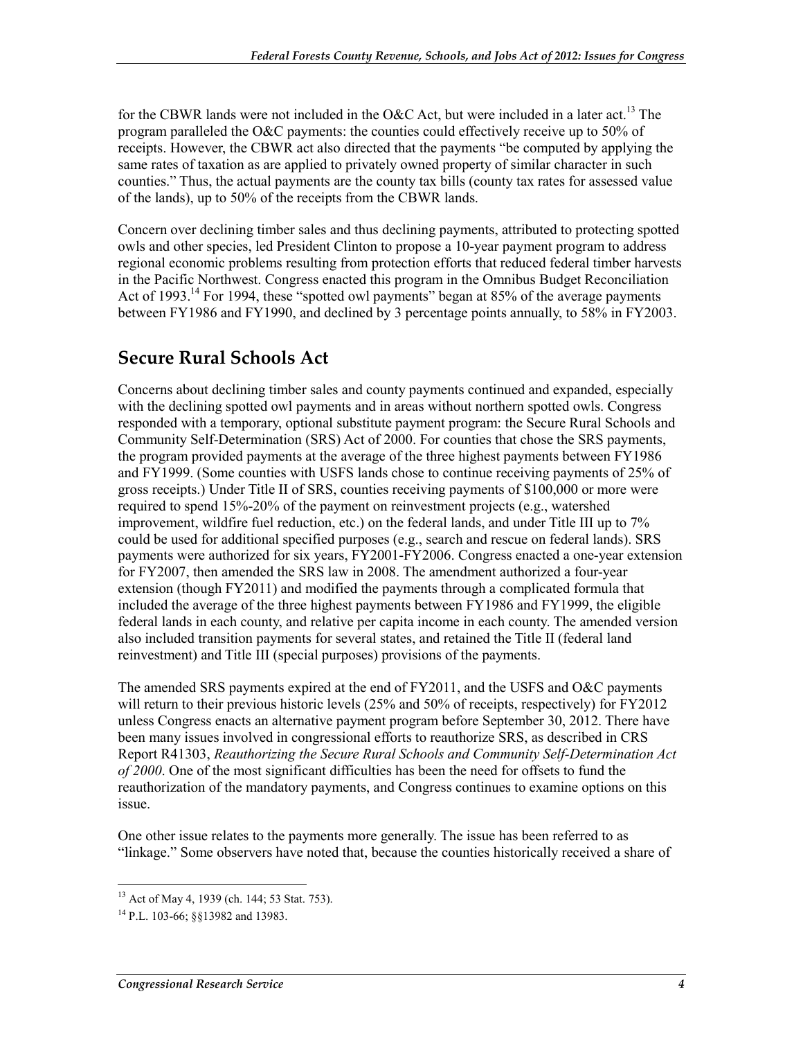for the CBWR lands were not included in the O&C Act, but were included in a later act.[13] The program paralleled the O&C payments: the counties could effectively receive up to 50% of receipts. However, the CBWR act also directed that the payments "be computed by applying the same rates of taxation as are applied to privately owned property of similar character in such counties." Thus, the actual payments are the county tax bills (county tax rates for assessed value of the lands), up to 50% of the receipts from the CBWR lands.

Concern over declining timber sales and thus declining payments, attributed to protecting spotted owls and other species, led President Clinton to propose a 10-year payment program to address regional economic problems resulting from protection efforts that reduced federal timber harvests in the Pacific Northwest. Congress enacted this program in the Omnibus Budget Reconciliation Act of 1993.[14] For 1994, these "spotted owl payments" began at 85% of the average payments between FY1986 and FY1990, and declined by 3 percentage points annually, to 58% in FY2003.

## Secure Rural Schools Act

Concerns about declining timber sales and county payments continued and expanded, especially with the declining spotted owl payments and in areas without northern spotted owls. Congress responded with a temporary, optional substitute payment program: the Secure Rural Schools and Community Self-Determination (SRS) Act of 2000. For counties that chose the SRS payments, the program provided payments at the average of the three highest payments between FY1986 and FY1999. (Some counties with USFS lands chose to continue receiving payments of 25% of gross receipts.) Under Title II of SRS, counties receiving payments of $100,000 or more were required to spend 15%-20% of the payment on reinvestment projects (e.g., watershed improvement, wildfire fuel reduction, etc.) on the federal lands, and under Title III up to 7% could be used for additional specified purposes (e.g., search and rescue on federal lands). SRS payments were authorized for six years, FY2001-FY2006. Congress enacted a one-year extension for FY2007, then amended the SRS law in 2008. The amendment authorized a four-year extension (though FY2011) and modified the payments through a complicated formula that included the average of the three highest payments between FY1986 and FY1999, the eligible federal lands in each county, and relative per capita income in each county. The amended version also included transition payments for several states, and retained the Title II (federal land reinvestment) and Title III (special purposes) provisions of the payments.

The amended SRS payments expired at the end of FY2011, and the USFS and O&C payments will return to their previous historic levels (25% and 50% of receipts, respectively) for FY2012 unless Congress enacts an alternative payment program before September 30, 2012. There have been many issues involved in congressional efforts to reauthorize SRS, as described in CRS Report R41303, *Reauthorizing the Secure Rural Schools and Community Self-Determination Act of 2000*. One of the most significant difficulties has been the need for offsets to fund the reauthorization of the mandatory payments, and Congress continues to examine options on this issue.

One other issue relates to the payments more generally. The issue has been referred to as "linkage." Some observers have noted that, because the counties historically received a share of

[13] Act of May 4, 1939 (ch. 144; 53 Stat. 753).

[14] P.L. 103-66; §§13982 and 13983.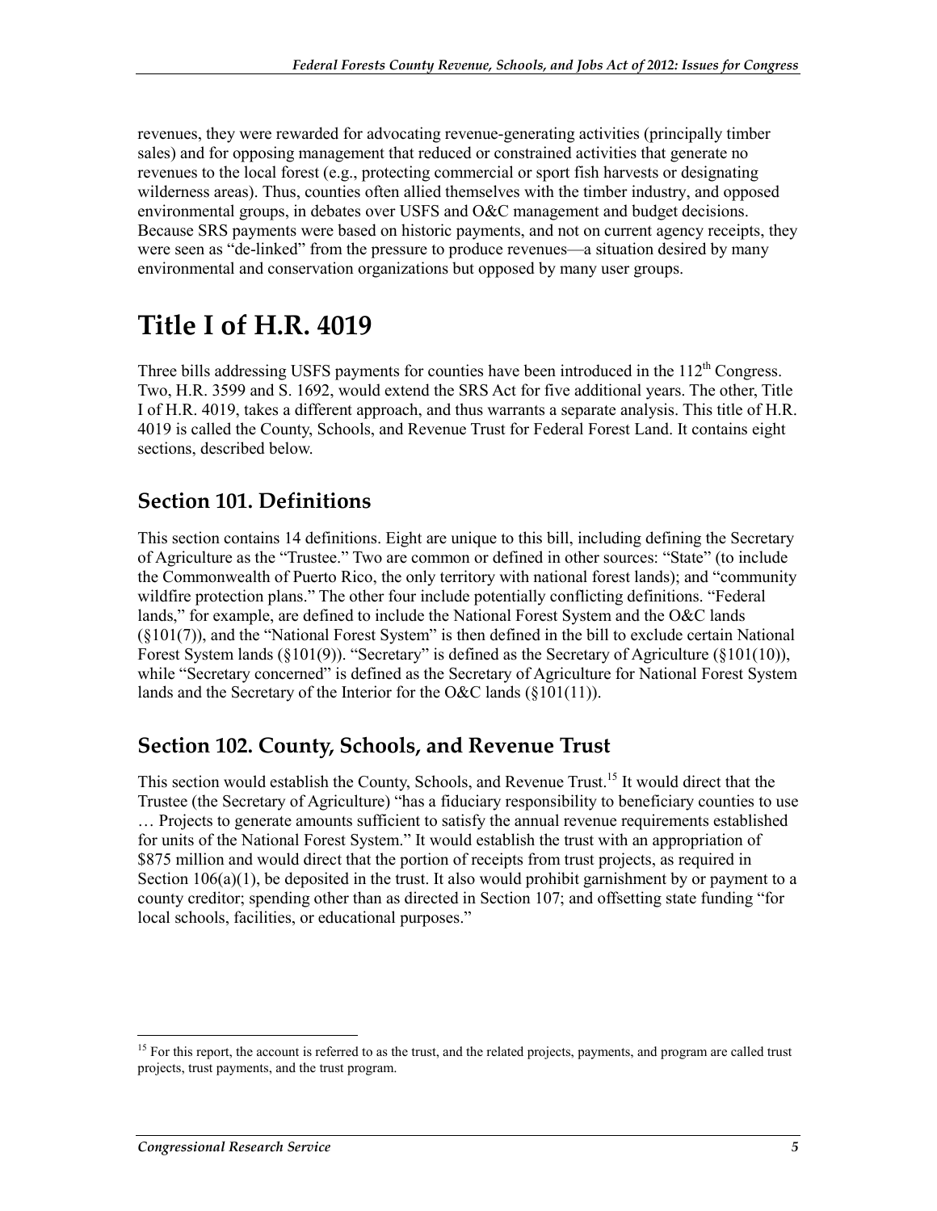revenues, they were rewarded for advocating revenue-generating activities (principally timber sales) and for opposing management that reduced or constrained activities that generate no revenues to the local forest (e.g., protecting commercial or sport fish harvests or designating wilderness areas). Thus, counties often allied themselves with the timber industry, and opposed environmental groups, in debates over USFS and O&C management and budget decisions. Because SRS payments were based on historic payments, and not on current agency receipts, they were seen as "de-linked" from the pressure to produce revenues—a situation desired by many environmental and conservation organizations but opposed by many user groups.

# Title I of H.R. 4019

Three bills addressing USFS payments for counties have been introduced in the 112th Congress. Two, H.R. 3599 and S. 1692, would extend the SRS Act for five additional years. The other, Title I of H.R. 4019, takes a different approach, and thus warrants a separate analysis. This title of H.R. 4019 is called the County, Schools, and Revenue Trust for Federal Forest Land. It contains eight sections, described below.

## Section 101. Definitions

This section contains 14 definitions. Eight are unique to this bill, including defining the Secretary of Agriculture as the "Trustee." Two are common or defined in other sources: "State" (to include the Commonwealth of Puerto Rico, the only territory with national forest lands); and "community wildfire protection plans." The other four include potentially conflicting definitions. "Federal lands," for example, are defined to include the National Forest System and the O&C lands (§101(7)), and the "National Forest System" is then defined in the bill to exclude certain National Forest System lands (§101(9)). "Secretary" is defined as the Secretary of Agriculture (§101(10)), while "Secretary concerned" is defined as the Secretary of Agriculture for National Forest System lands and the Secretary of the Interior for the O&C lands (§101(11)).

## Section 102. County, Schools, and Revenue Trust

This section would establish the County, Schools, and Revenue Trust.[15] It would direct that the Trustee (the Secretary of Agriculture) "has a fiduciary responsibility to beneficiary counties to use … Projects to generate amounts sufficient to satisfy the annual revenue requirements established for units of the National Forest System." It would establish the trust with an appropriation of $875 million and would direct that the portion of receipts from trust projects, as required in Section 106(a)(1), be deposited in the trust. It also would prohibit garnishment by or payment to a county creditor; spending other than as directed in Section 107; and offsetting state funding "for local schools, facilities, or educational purposes."

[15] For this report, the account is referred to as the trust, and the related projects, payments, and program are called trust projects, trust payments, and the trust program.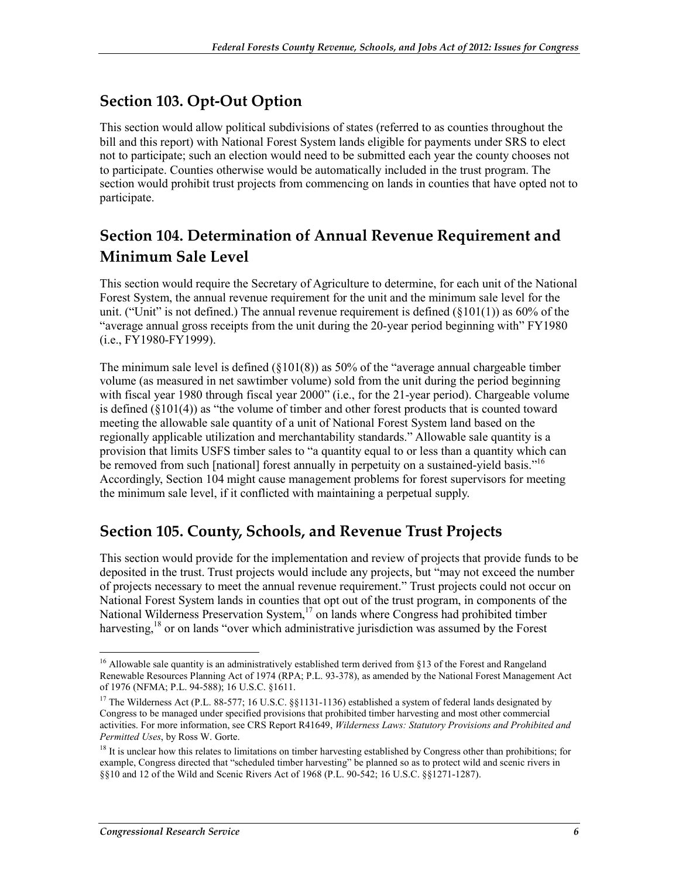## Section 103. Opt-Out Option

This section would allow political subdivisions of states (referred to as counties throughout the bill and this report) with National Forest System lands eligible for payments under SRS to elect not to participate; such an election would need to be submitted each year the county chooses not to participate. Counties otherwise would be automatically included in the trust program. The section would prohibit trust projects from commencing on lands in counties that have opted not to participate.

## Section 104. Determination of Annual Revenue Requirement and Minimum Sale Level

This section would require the Secretary of Agriculture to determine, for each unit of the National Forest System, the annual revenue requirement for the unit and the minimum sale level for the unit. ("Unit" is not defined.) The annual revenue requirement is defined (§101(1)) as 60% of the "average annual gross receipts from the unit during the 20-year period beginning with" FY1980 (i.e., FY1980-FY1999).

The minimum sale level is defined (§101(8)) as 50% of the "average annual chargeable timber volume (as measured in net sawtimber volume) sold from the unit during the period beginning with fiscal year 1980 through fiscal year 2000" (i.e., for the 21-year period). Chargeable volume is defined (§101(4)) as "the volume of timber and other forest products that is counted toward meeting the allowable sale quantity of a unit of National Forest System land based on the regionally applicable utilization and merchantability standards." Allowable sale quantity is a provision that limits USFS timber sales to "a quantity equal to or less than a quantity which can be removed from such [national] forest annually in perpetuity on a sustained-yield basis."[16] Accordingly, Section 104 might cause management problems for forest supervisors for meeting the minimum sale level, if it conflicted with maintaining a perpetual supply.

## Section 105. County, Schools, and Revenue Trust Projects

This section would provide for the implementation and review of projects that provide funds to be deposited in the trust. Trust projects would include any projects, but "may not exceed the number of projects necessary to meet the annual revenue requirement." Trust projects could not occur on National Forest System lands in counties that opt out of the trust program, in components of the National Wilderness Preservation System,[17] on lands where Congress had prohibited timber harvesting,[18] or on lands "over which administrative jurisdiction was assumed by the Forest

---

[16] Allowable sale quantity is an administratively established term derived from §13 of the Forest and Rangeland Renewable Resources Planning Act of 1974 (RPA; P.L. 93-378), as amended by the National Forest Management Act of 1976 (NFMA; P.L. 94-588); 16 U.S.C. §1611.

[17] The Wilderness Act (P.L. 88-577; 16 U.S.C. §§1131-1136) established a system of federal lands designated by Congress to be managed under specified provisions that prohibited timber harvesting and most other commercial activities. For more information, see CRS Report R41649, *Wilderness Laws: Statutory Provisions and Prohibited and Permitted Uses*, by Ross W. Gorte.

[18] It is unclear how this relates to limitations on timber harvesting established by Congress other than prohibitions; for example, Congress directed that "scheduled timber harvesting" be planned so as to protect wild and scenic rivers in §§10 and 12 of the Wild and Scenic Rivers Act of 1968 (P.L. 90-542; 16 U.S.C. §§1271-1287).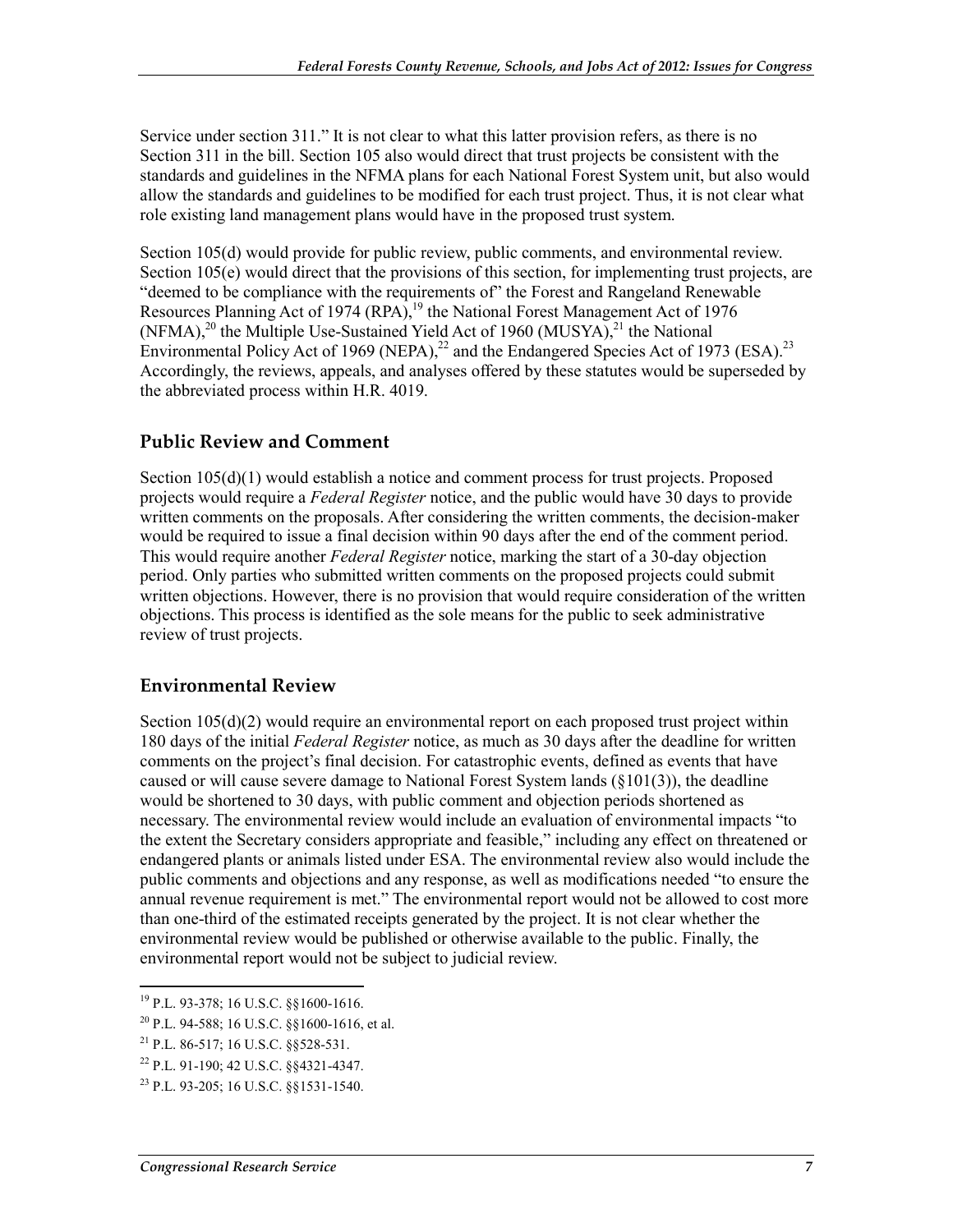Service under section 311." It is not clear to what this latter provision refers, as there is no Section 311 in the bill. Section 105 also would direct that trust projects be consistent with the standards and guidelines in the NFMA plans for each National Forest System unit, but also would allow the standards and guidelines to be modified for each trust project. Thus, it is not clear what role existing land management plans would have in the proposed trust system.

Section 105(d) would provide for public review, public comments, and environmental review. Section 105(e) would direct that the provisions of this section, for implementing trust projects, are "deemed to be compliance with the requirements of" the Forest and Rangeland Renewable Resources Planning Act of 1974 (RPA),[19] the National Forest Management Act of 1976 (NFMA),[20] the Multiple Use-Sustained Yield Act of 1960 (MUSYA),[21] the National Environmental Policy Act of 1969 (NEPA),[22] and the Endangered Species Act of 1973 (ESA).[23] Accordingly, the reviews, appeals, and analyses offered by these statutes would be superseded by the abbreviated process within H.R. 4019.

### Public Review and Comment

Section 105(d)(1) would establish a notice and comment process for trust projects. Proposed projects would require a *Federal Register* notice, and the public would have 30 days to provide written comments on the proposals. After considering the written comments, the decision-maker would be required to issue a final decision within 90 days after the end of the comment period. This would require another *Federal Register* notice, marking the start of a 30-day objection period. Only parties who submitted written comments on the proposed projects could submit written objections. However, there is no provision that would require consideration of the written objections. This process is identified as the sole means for the public to seek administrative review of trust projects.

### Environmental Review

Section 105(d)(2) would require an environmental report on each proposed trust project within 180 days of the initial *Federal Register* notice, as much as 30 days after the deadline for written comments on the project's final decision. For catastrophic events, defined as events that have caused or will cause severe damage to National Forest System lands (§101(3)), the deadline would be shortened to 30 days, with public comment and objection periods shortened as necessary. The environmental review would include an evaluation of environmental impacts "to the extent the Secretary considers appropriate and feasible," including any effect on threatened or endangered plants or animals listed under ESA. The environmental review also would include the public comments and objections and any response, as well as modifications needed "to ensure the annual revenue requirement is met." The environmental report would not be allowed to cost more than one-third of the estimated receipts generated by the project. It is not clear whether the environmental review would be published or otherwise available to the public. Finally, the environmental report would not be subject to judicial review.

---

[19] P.L. 93-378; 16 U.S.C. §§1600-1616.

[20] P.L. 94-588; 16 U.S.C. §§1600-1616, et al.

[21] P.L. 86-517; 16 U.S.C. §§528-531.

[22] P.L. 91-190; 42 U.S.C. §§4321-4347.

[23] P.L. 93-205; 16 U.S.C. §§1531-1540.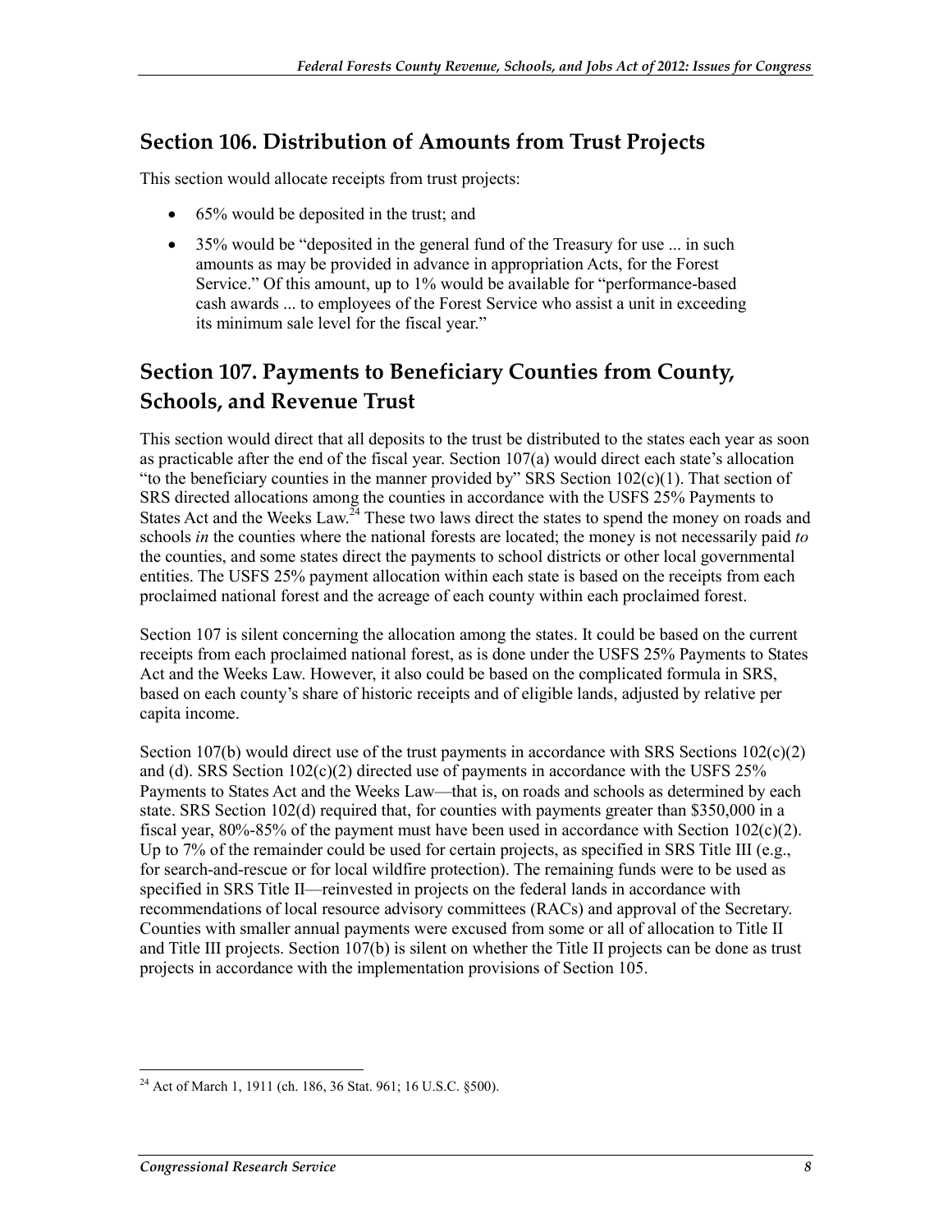## Section 106. Distribution of Amounts from Trust Projects

This section would allocate receipts from trust projects:

- 65% would be deposited in the trust; and
- 35% would be "deposited in the general fund of the Treasury for use ... in such amounts as may be provided in advance in appropriation Acts, for the Forest Service." Of this amount, up to 1% would be available for "performance-based cash awards ... to employees of the Forest Service who assist a unit in exceeding its minimum sale level for the fiscal year."

## Section 107. Payments to Beneficiary Counties from County, Schools, and Revenue Trust

This section would direct that all deposits to the trust be distributed to the states each year as soon as practicable after the end of the fiscal year. Section 107(a) would direct each state's allocation "to the beneficiary counties in the manner provided by" SRS Section 102(c)(1). That section of SRS directed allocations among the counties in accordance with the USFS 25% Payments to States Act and the Weeks Law.[24] These two laws direct the states to spend the money on roads and schools *in* the counties where the national forests are located; the money is not necessarily paid *to* the counties, and some states direct the payments to school districts or other local governmental entities. The USFS 25% payment allocation within each state is based on the receipts from each proclaimed national forest and the acreage of each county within each proclaimed forest.

Section 107 is silent concerning the allocation among the states. It could be based on the current receipts from each proclaimed national forest, as is done under the USFS 25% Payments to States Act and the Weeks Law. However, it also could be based on the complicated formula in SRS, based on each county's share of historic receipts and of eligible lands, adjusted by relative per capita income.

Section 107(b) would direct use of the trust payments in accordance with SRS Sections 102(c)(2) and (d). SRS Section 102(c)(2) directed use of payments in accordance with the USFS 25% Payments to States Act and the Weeks Law—that is, on roads and schools as determined by each state. SRS Section 102(d) required that, for counties with payments greater than $350,000 in a fiscal year, 80%-85% of the payment must have been used in accordance with Section 102(c)(2). Up to 7% of the remainder could be used for certain projects, as specified in SRS Title III (e.g., for search-and-rescue or for local wildfire protection). The remaining funds were to be used as specified in SRS Title II—reinvested in projects on the federal lands in accordance with recommendations of local resource advisory committees (RACs) and approval of the Secretary. Counties with smaller annual payments were excused from some or all of allocation to Title II and Title III projects. Section 107(b) is silent on whether the Title II projects can be done as trust projects in accordance with the implementation provisions of Section 105.

---

[24] Act of March 1, 1911 (ch. 186, 36 Stat. 961; 16 U.S.C. §500).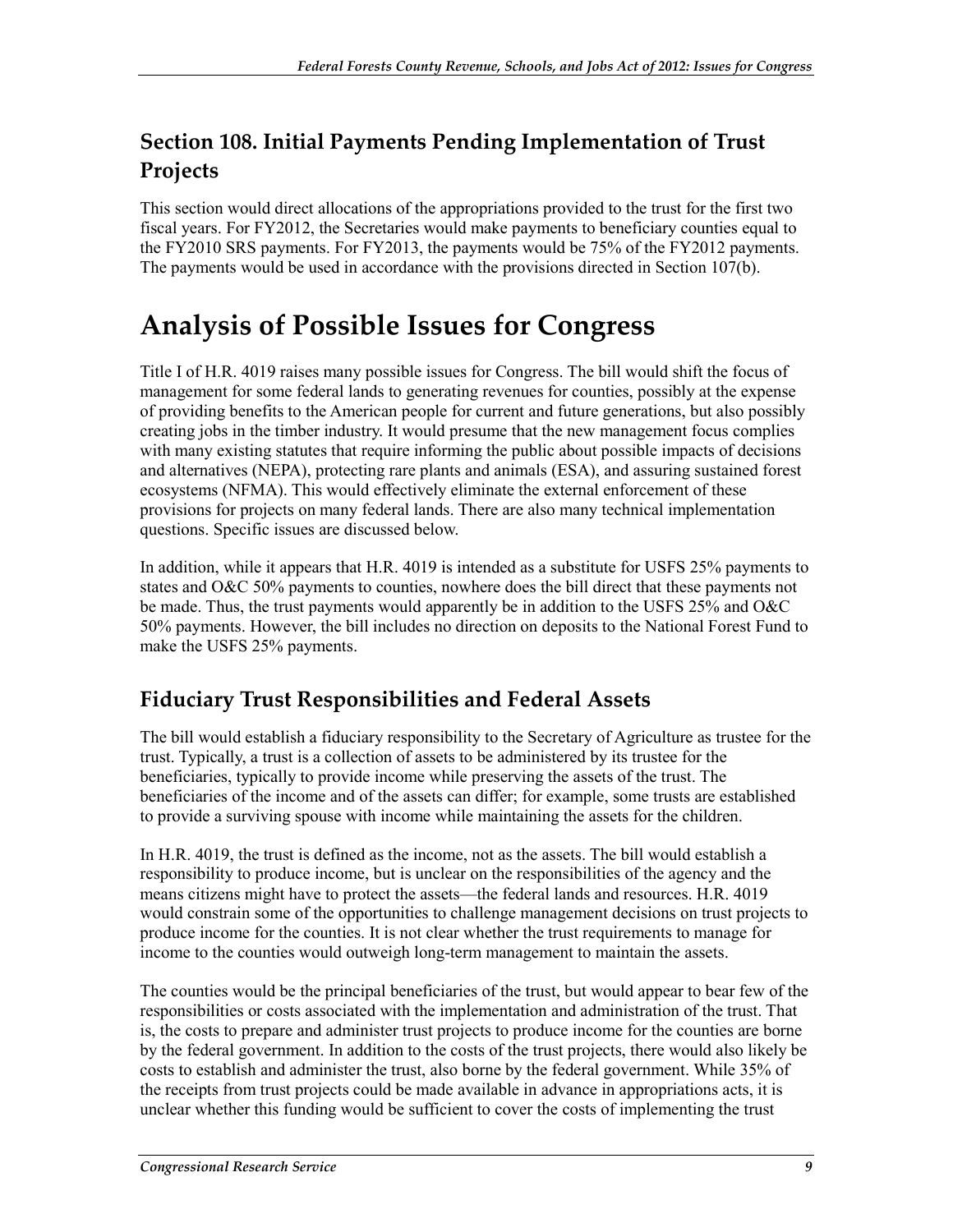### Section 108. Initial Payments Pending Implementation of Trust Projects

This section would direct allocations of the appropriations provided to the trust for the first two fiscal years. For FY2012, the Secretaries would make payments to beneficiary counties equal to the FY2010 SRS payments. For FY2013, the payments would be 75% of the FY2012 payments. The payments would be used in accordance with the provisions directed in Section 107(b).

# Analysis of Possible Issues for Congress

Title I of H.R. 4019 raises many possible issues for Congress. The bill would shift the focus of management for some federal lands to generating revenues for counties, possibly at the expense of providing benefits to the American people for current and future generations, but also possibly creating jobs in the timber industry. It would presume that the new management focus complies with many existing statutes that require informing the public about possible impacts of decisions and alternatives (NEPA), protecting rare plants and animals (ESA), and assuring sustained forest ecosystems (NFMA). This would effectively eliminate the external enforcement of these provisions for projects on many federal lands. There are also many technical implementation questions. Specific issues are discussed below.

In addition, while it appears that H.R. 4019 is intended as a substitute for USFS 25% payments to states and O&C 50% payments to counties, nowhere does the bill direct that these payments not be made. Thus, the trust payments would apparently be in addition to the USFS 25% and O&C 50% payments. However, the bill includes no direction on deposits to the National Forest Fund to make the USFS 25% payments.

## Fiduciary Trust Responsibilities and Federal Assets

The bill would establish a fiduciary responsibility to the Secretary of Agriculture as trustee for the trust. Typically, a trust is a collection of assets to be administered by its trustee for the beneficiaries, typically to provide income while preserving the assets of the trust. The beneficiaries of the income and of the assets can differ; for example, some trusts are established to provide a surviving spouse with income while maintaining the assets for the children.

In H.R. 4019, the trust is defined as the income, not as the assets. The bill would establish a responsibility to produce income, but is unclear on the responsibilities of the agency and the means citizens might have to protect the assets—the federal lands and resources. H.R. 4019 would constrain some of the opportunities to challenge management decisions on trust projects to produce income for the counties. It is not clear whether the trust requirements to manage for income to the counties would outweigh long-term management to maintain the assets.

The counties would be the principal beneficiaries of the trust, but would appear to bear few of the responsibilities or costs associated with the implementation and administration of the trust. That is, the costs to prepare and administer trust projects to produce income for the counties are borne by the federal government. In addition to the costs of the trust projects, there would also likely be costs to establish and administer the trust, also borne by the federal government. While 35% of the receipts from trust projects could be made available in advance in appropriations acts, it is unclear whether this funding would be sufficient to cover the costs of implementing the trust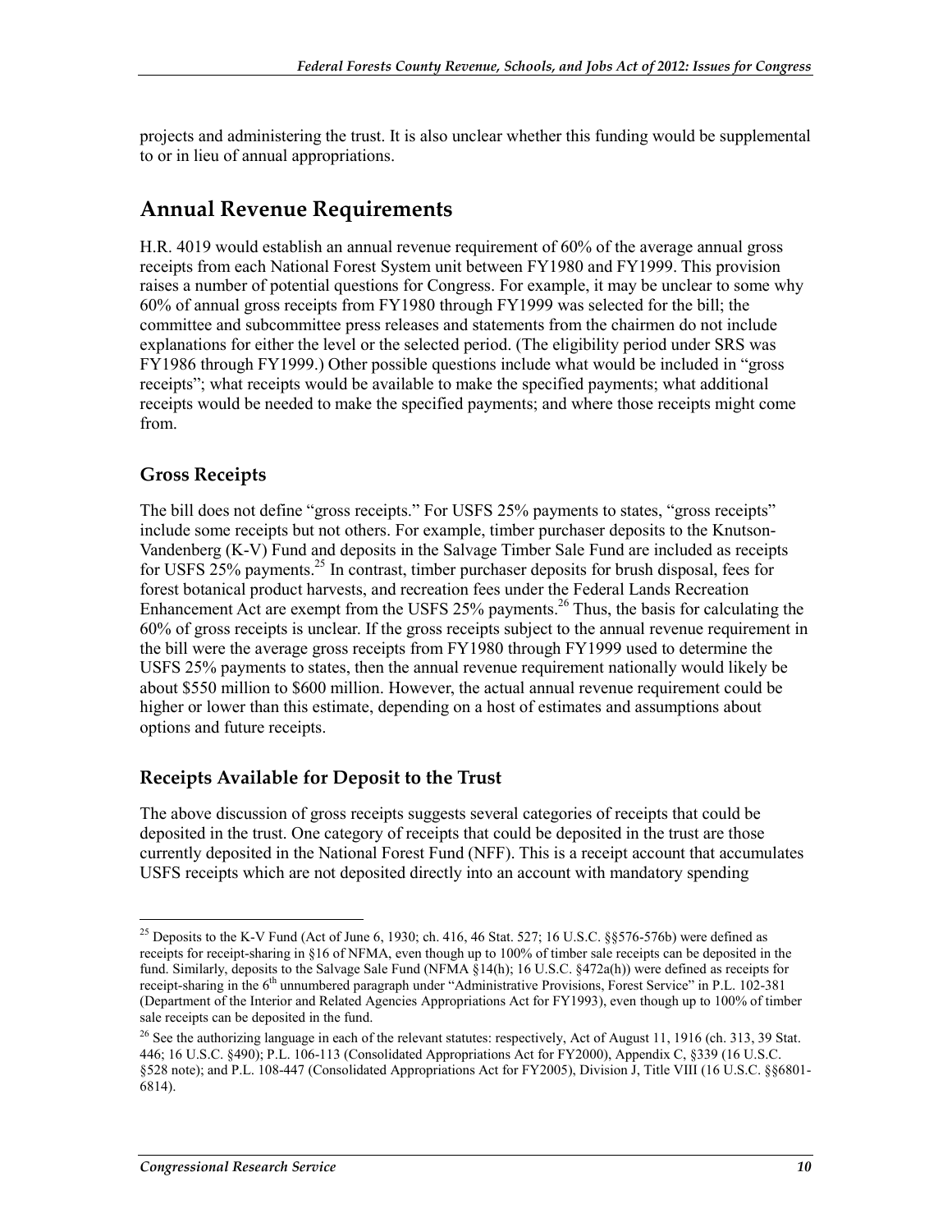projects and administering the trust. It is also unclear whether this funding would be supplemental to or in lieu of annual appropriations.

## Annual Revenue Requirements

H.R. 4019 would establish an annual revenue requirement of 60% of the average annual gross receipts from each National Forest System unit between FY1980 and FY1999. This provision raises a number of potential questions for Congress. For example, it may be unclear to some why 60% of annual gross receipts from FY1980 through FY1999 was selected for the bill; the committee and subcommittee press releases and statements from the chairmen do not include explanations for either the level or the selected period. (The eligibility period under SRS was FY1986 through FY1999.) Other possible questions include what would be included in "gross receipts"; what receipts would be available to make the specified payments; what additional receipts would be needed to make the specified payments; and where those receipts might come from.

### Gross Receipts

The bill does not define "gross receipts." For USFS 25% payments to states, "gross receipts" include some receipts but not others. For example, timber purchaser deposits to the Knutson-Vandenberg (K-V) Fund and deposits in the Salvage Timber Sale Fund are included as receipts for USFS 25% payments.[25] In contrast, timber purchaser deposits for brush disposal, fees for forest botanical product harvests, and recreation fees under the Federal Lands Recreation Enhancement Act are exempt from the USFS 25% payments.[26] Thus, the basis for calculating the 60% of gross receipts is unclear. If the gross receipts subject to the annual revenue requirement in the bill were the average gross receipts from FY1980 through FY1999 used to determine the USFS 25% payments to states, then the annual revenue requirement nationally would likely be about $550 million to $600 million. However, the actual annual revenue requirement could be higher or lower than this estimate, depending on a host of estimates and assumptions about options and future receipts.

### Receipts Available for Deposit to the Trust

The above discussion of gross receipts suggests several categories of receipts that could be deposited in the trust. One category of receipts that could be deposited in the trust are those currently deposited in the National Forest Fund (NFF). This is a receipt account that accumulates USFS receipts which are not deposited directly into an account with mandatory spending

---

[25] Deposits to the K-V Fund (Act of June 6, 1930; ch. 416, 46 Stat. 527; 16 U.S.C. §§576-576b) were defined as receipts for receipt-sharing in §16 of NFMA, even though up to 100% of timber sale receipts can be deposited in the fund. Similarly, deposits to the Salvage Sale Fund (NFMA §14(h); 16 U.S.C. §472a(h)) were defined as receipts for receipt-sharing in the 6th unnumbered paragraph under "Administrative Provisions, Forest Service" in P.L. 102-381 (Department of the Interior and Related Agencies Appropriations Act for FY1993), even though up to 100% of timber sale receipts can be deposited in the fund.

[26] See the authorizing language in each of the relevant statutes: respectively, Act of August 11, 1916 (ch. 313, 39 Stat. 446; 16 U.S.C. §490); P.L. 106-113 (Consolidated Appropriations Act for FY2000), Appendix C, §339 (16 U.S.C. §528 note); and P.L. 108-447 (Consolidated Appropriations Act for FY2005), Division J, Title VIII (16 U.S.C. §§6801-6814).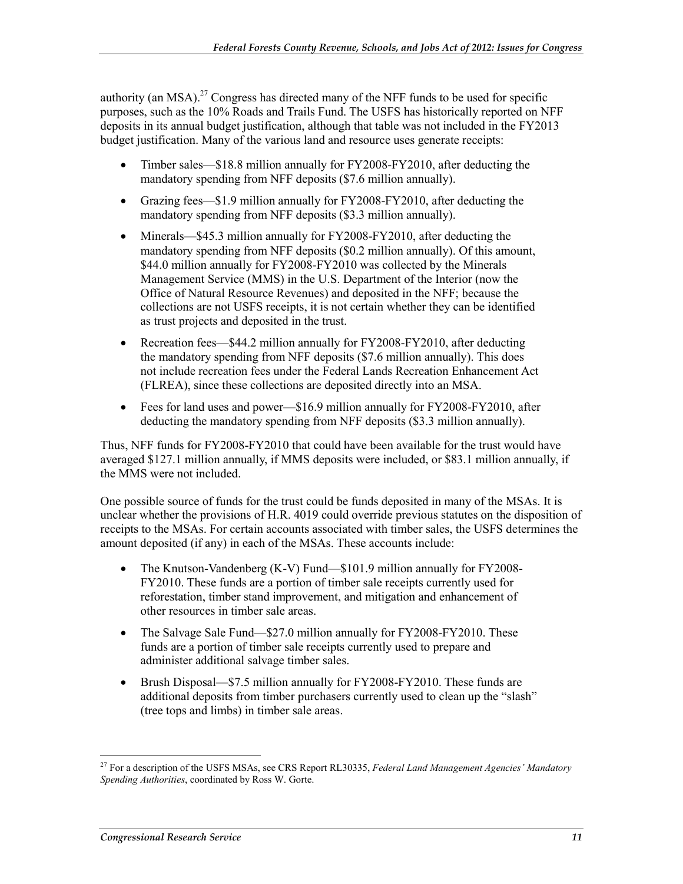authority (an MSA).[27] Congress has directed many of the NFF funds to be used for specific purposes, such as the 10% Roads and Trails Fund. The USFS has historically reported on NFF deposits in its annual budget justification, although that table was not included in the FY2013 budget justification. Many of the various land and resource uses generate receipts:

- Timber sales—$18.8 million annually for FY2008-FY2010, after deducting the mandatory spending from NFF deposits ($7.6 million annually).
- Grazing fees—$1.9 million annually for FY2008-FY2010, after deducting the mandatory spending from NFF deposits ($3.3 million annually).
- Minerals—$45.3 million annually for FY2008-FY2010, after deducting the mandatory spending from NFF deposits ($0.2 million annually). Of this amount, $44.0 million annually for FY2008-FY2010 was collected by the Minerals Management Service (MMS) in the U.S. Department of the Interior (now the Office of Natural Resource Revenues) and deposited in the NFF; because the collections are not USFS receipts, it is not certain whether they can be identified as trust projects and deposited in the trust.
- Recreation fees—$44.2 million annually for FY2008-FY2010, after deducting the mandatory spending from NFF deposits ($7.6 million annually). This does not include recreation fees under the Federal Lands Recreation Enhancement Act (FLREA), since these collections are deposited directly into an MSA.
- Fees for land uses and power—$16.9 million annually for FY2008-FY2010, after deducting the mandatory spending from NFF deposits ($3.3 million annually).

Thus, NFF funds for FY2008-FY2010 that could have been available for the trust would have averaged $127.1 million annually, if MMS deposits were included, or $83.1 million annually, if the MMS were not included.

One possible source of funds for the trust could be funds deposited in many of the MSAs. It is unclear whether the provisions of H.R. 4019 could override previous statutes on the disposition of receipts to the MSAs. For certain accounts associated with timber sales, the USFS determines the amount deposited (if any) in each of the MSAs. These accounts include:

- The Knutson-Vandenberg (K-V) Fund—$101.9 million annually for FY2008-FY2010. These funds are a portion of timber sale receipts currently used for reforestation, timber stand improvement, and mitigation and enhancement of other resources in timber sale areas.
- The Salvage Sale Fund—$27.0 million annually for FY2008-FY2010. These funds are a portion of timber sale receipts currently used to prepare and administer additional salvage timber sales.
- Brush Disposal—$7.5 million annually for FY2008-FY2010. These funds are additional deposits from timber purchasers currently used to clean up the "slash" (tree tops and limbs) in timber sale areas.

[27] For a description of the USFS MSAs, see CRS Report RL30335, *Federal Land Management Agencies' Mandatory Spending Authorities*, coordinated by Ross W. Gorte.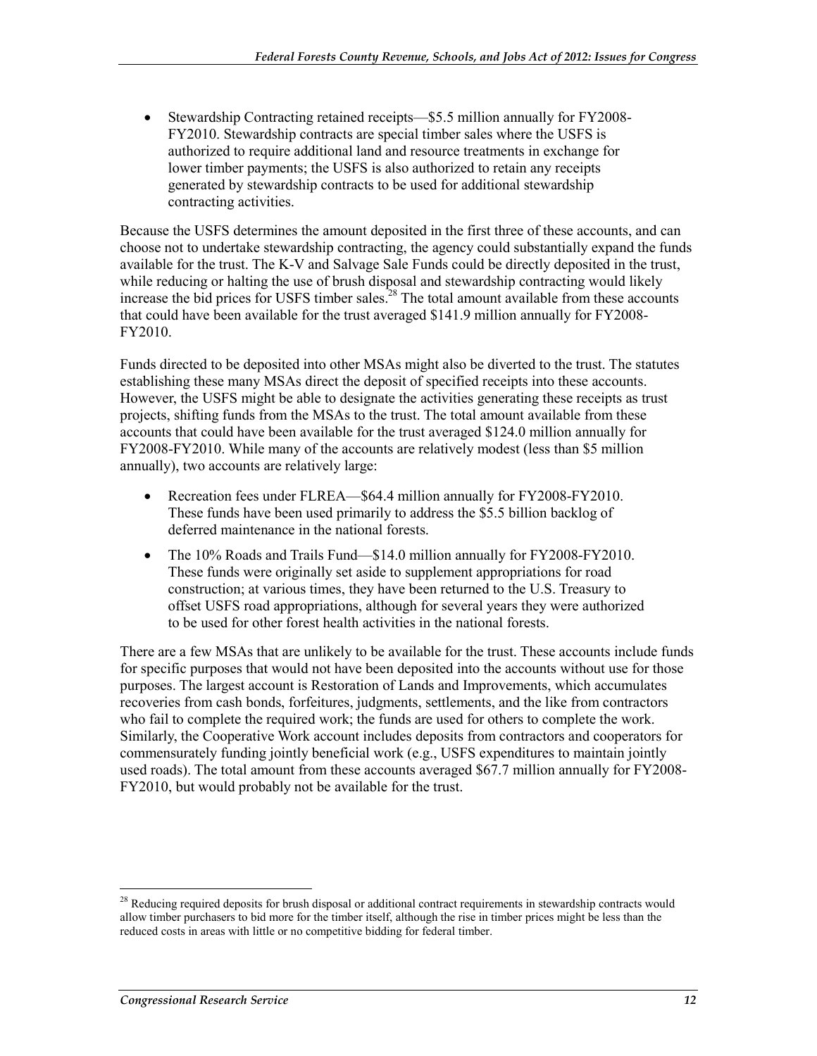- Stewardship Contracting retained receipts—\$5.5 million annually for FY2008-FY2010. Stewardship contracts are special timber sales where the USFS is authorized to require additional land and resource treatments in exchange for lower timber payments; the USFS is also authorized to retain any receipts generated by stewardship contracts to be used for additional stewardship contracting activities.

Because the USFS determines the amount deposited in the first three of these accounts, and can choose not to undertake stewardship contracting, the agency could substantially expand the funds available for the trust. The K-V and Salvage Sale Funds could be directly deposited in the trust, while reducing or halting the use of brush disposal and stewardship contracting would likely increase the bid prices for USFS timber sales.[28] The total amount available from these accounts that could have been available for the trust averaged \$141.9 million annually for FY2008-FY2010.

Funds directed to be deposited into other MSAs might also be diverted to the trust. The statutes establishing these many MSAs direct the deposit of specified receipts into these accounts. However, the USFS might be able to designate the activities generating these receipts as trust projects, shifting funds from the MSAs to the trust. The total amount available from these accounts that could have been available for the trust averaged \$124.0 million annually for FY2008-FY2010. While many of the accounts are relatively modest (less than \$5 million annually), two accounts are relatively large:

- Recreation fees under FLREA—\$64.4 million annually for FY2008-FY2010. These funds have been used primarily to address the \$5.5 billion backlog of deferred maintenance in the national forests.
- The 10% Roads and Trails Fund—\$14.0 million annually for FY2008-FY2010. These funds were originally set aside to supplement appropriations for road construction; at various times, they have been returned to the U.S. Treasury to offset USFS road appropriations, although for several years they were authorized to be used for other forest health activities in the national forests.

There are a few MSAs that are unlikely to be available for the trust. These accounts include funds for specific purposes that would not have been deposited into the accounts without use for those purposes. The largest account is Restoration of Lands and Improvements, which accumulates recoveries from cash bonds, forfeitures, judgments, settlements, and the like from contractors who fail to complete the required work; the funds are used for others to complete the work. Similarly, the Cooperative Work account includes deposits from contractors and cooperators for commensurately funding jointly beneficial work (e.g., USFS expenditures to maintain jointly used roads). The total amount from these accounts averaged \$67.7 million annually for FY2008-FY2010, but would probably not be available for the trust.

[28] Reducing required deposits for brush disposal or additional contract requirements in stewardship contracts would allow timber purchasers to bid more for the timber itself, although the rise in timber prices might be less than the reduced costs in areas with little or no competitive bidding for federal timber.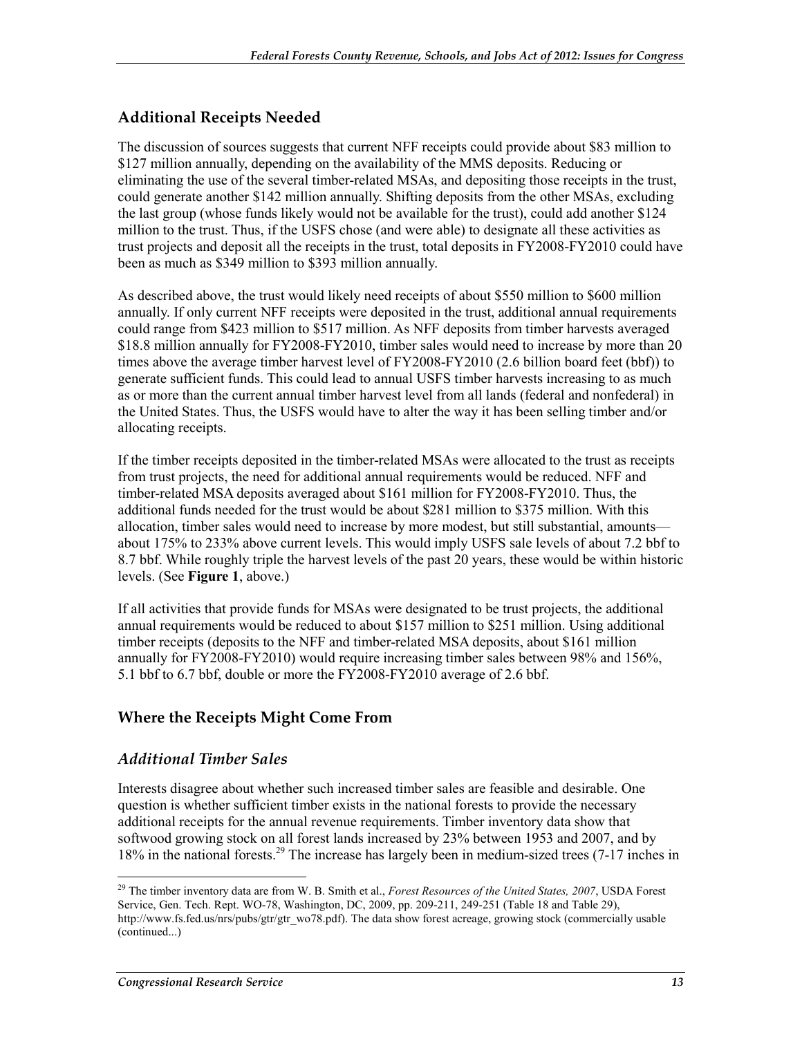## Additional Receipts Needed

The discussion of sources suggests that current NFF receipts could provide about \$83 million to \$127 million annually, depending on the availability of the MMS deposits. Reducing or eliminating the use of the several timber-related MSAs, and depositing those receipts in the trust, could generate another \$142 million annually. Shifting deposits from the other MSAs, excluding the last group (whose funds likely would not be available for the trust), could add another \$124 million to the trust. Thus, if the USFS chose (and were able) to designate all these activities as trust projects and deposit all the receipts in the trust, total deposits in FY2008-FY2010 could have been as much as \$349 million to \$393 million annually.

As described above, the trust would likely need receipts of about \$550 million to \$600 million annually. If only current NFF receipts were deposited in the trust, additional annual requirements could range from \$423 million to \$517 million. As NFF deposits from timber harvests averaged \$18.8 million annually for FY2008-FY2010, timber sales would need to increase by more than 20 times above the average timber harvest level of FY2008-FY2010 (2.6 billion board feet (bbf)) to generate sufficient funds. This could lead to annual USFS timber harvests increasing to as much as or more than the current annual timber harvest level from all lands (federal and nonfederal) in the United States. Thus, the USFS would have to alter the way it has been selling timber and/or allocating receipts.

If the timber receipts deposited in the timber-related MSAs were allocated to the trust as receipts from trust projects, the need for additional annual requirements would be reduced. NFF and timber-related MSA deposits averaged about \$161 million for FY2008-FY2010. Thus, the additional funds needed for the trust would be about \$281 million to \$375 million. With this allocation, timber sales would need to increase by more modest, but still substantial, amounts—about 175% to 233% above current levels. This would imply USFS sale levels of about 7.2 bbf to 8.7 bbf. While roughly triple the harvest levels of the past 20 years, these would be within historic levels. (See **Figure 1**, above.)

If all activities that provide funds for MSAs were designated to be trust projects, the additional annual requirements would be reduced to about \$157 million to \$251 million. Using additional timber receipts (deposits to the NFF and timber-related MSA deposits, about \$161 million annually for FY2008-FY2010) would require increasing timber sales between 98% and 156%, 5.1 bbf to 6.7 bbf, double or more the FY2008-FY2010 average of 2.6 bbf.

## Where the Receipts Might Come From

### *Additional Timber Sales*

Interests disagree about whether such increased timber sales are feasible and desirable. One question is whether sufficient timber exists in the national forests to provide the necessary additional receipts for the annual revenue requirements. Timber inventory data show that softwood growing stock on all forest lands increased by 23% between 1953 and 2007, and by 18% in the national forests.[29] The increase has largely been in medium-sized trees (7-17 inches in

---

[29] The timber inventory data are from W. B. Smith et al., *Forest Resources of the United States, 2007*, USDA Forest Service, Gen. Tech. Rept. WO-78, Washington, DC, 2009, pp. 209-211, 249-251 (Table 18 and Table 29), http://www.fs.fed.us/nrs/pubs/gtr/gtr_wo78.pdf). The data show forest acreage, growing stock (commercially usable (continued...)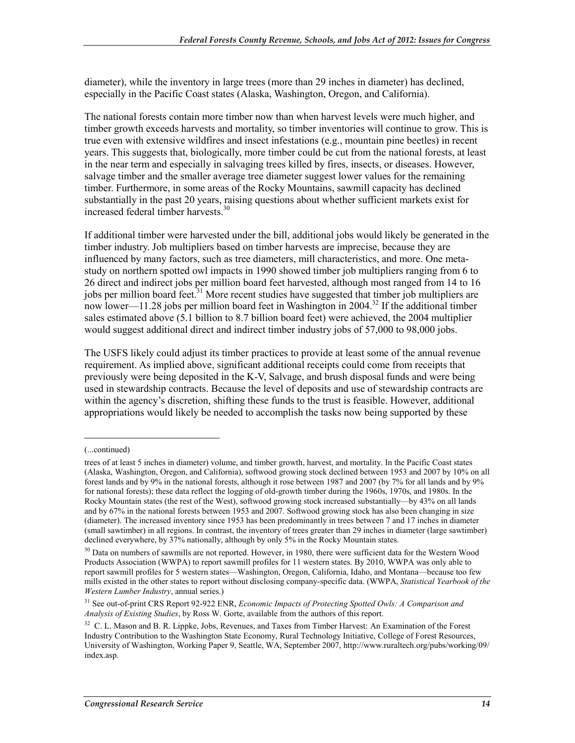diameter), while the inventory in large trees (more than 29 inches in diameter) has declined, especially in the Pacific Coast states (Alaska, Washington, Oregon, and California).

The national forests contain more timber now than when harvest levels were much higher, and timber growth exceeds harvests and mortality, so timber inventories will continue to grow. This is true even with extensive wildfires and insect infestations (e.g., mountain pine beetles) in recent years. This suggests that, biologically, more timber could be cut from the national forests, at least in the near term and especially in salvaging trees killed by fires, insects, or diseases. However, salvage timber and the smaller average tree diameter suggest lower values for the remaining timber. Furthermore, in some areas of the Rocky Mountains, sawmill capacity has declined substantially in the past 20 years, raising questions about whether sufficient markets exist for increased federal timber harvests.[30]

If additional timber were harvested under the bill, additional jobs would likely be generated in the timber industry. Job multipliers based on timber harvests are imprecise, because they are influenced by many factors, such as tree diameters, mill characteristics, and more. One meta-study on northern spotted owl impacts in 1990 showed timber job multipliers ranging from 6 to 26 direct and indirect jobs per million board feet harvested, although most ranged from 14 to 16 jobs per million board feet.[31] More recent studies have suggested that timber job multipliers are now lower—11.28 jobs per million board feet in Washington in 2004.[32] If the additional timber sales estimated above (5.1 billion to 8.7 billion board feet) were achieved, the 2004 multiplier would suggest additional direct and indirect timber industry jobs of 57,000 to 98,000 jobs.

The USFS likely could adjust its timber practices to provide at least some of the annual revenue requirement. As implied above, significant additional receipts could come from receipts that previously were being deposited in the K-V, Salvage, and brush disposal funds and were being used in stewardship contracts. Because the level of deposits and use of stewardship contracts are within the agency's discretion, shifting these funds to the trust is feasible. However, additional appropriations would likely be needed to accomplish the tasks now being supported by these

---

(...continued)

trees of at least 5 inches in diameter) volume, and timber growth, harvest, and mortality. In the Pacific Coast states (Alaska, Washington, Oregon, and California), softwood growing stock declined between 1953 and 2007 by 10% on all forest lands and by 9% in the national forests, although it rose between 1987 and 2007 (by 7% for all lands and by 9% for national forests); these data reflect the logging of old-growth timber during the 1960s, 1970s, and 1980s. In the Rocky Mountain states (the rest of the West), softwood growing stock increased substantially—by 43% on all lands and by 67% in the national forests between 1953 and 2007. Softwood growing stock has also been changing in size (diameter). The increased inventory since 1953 has been predominantly in trees between 7 and 17 inches in diameter (small sawtimber) in all regions. In contrast, the inventory of trees greater than 29 inches in diameter (large sawtimber) declined everywhere, by 37% nationally, although by only 5% in the Rocky Mountain states.

[30] Data on numbers of sawmills are not reported. However, in 1980, there were sufficient data for the Western Wood Products Association (WWPA) to report sawmill profiles for 11 western states. By 2010, WWPA was only able to report sawmill profiles for 5 western states—Washington, Oregon, California, Idaho, and Montana—because too few mills existed in the other states to report without disclosing company-specific data. (WWPA, *Statistical Yearbook of the Western Lumber Industry*, annual series.)

[31] See out-of-print CRS Report 92-922 ENR, *Economic Impacts of Protecting Spotted Owls: A Comparison and Analysis of Existing Studies*, by Ross W. Gorte, available from the authors of this report.

[32] C. L. Mason and B. R. Lippke, Jobs, Revenues, and Taxes from Timber Harvest: An Examination of the Forest Industry Contribution to the Washington State Economy, Rural Technology Initiative, College of Forest Resources, University of Washington, Working Paper 9, Seattle, WA, September 2007, http://www.ruraltech.org/pubs/working/09/index.asp.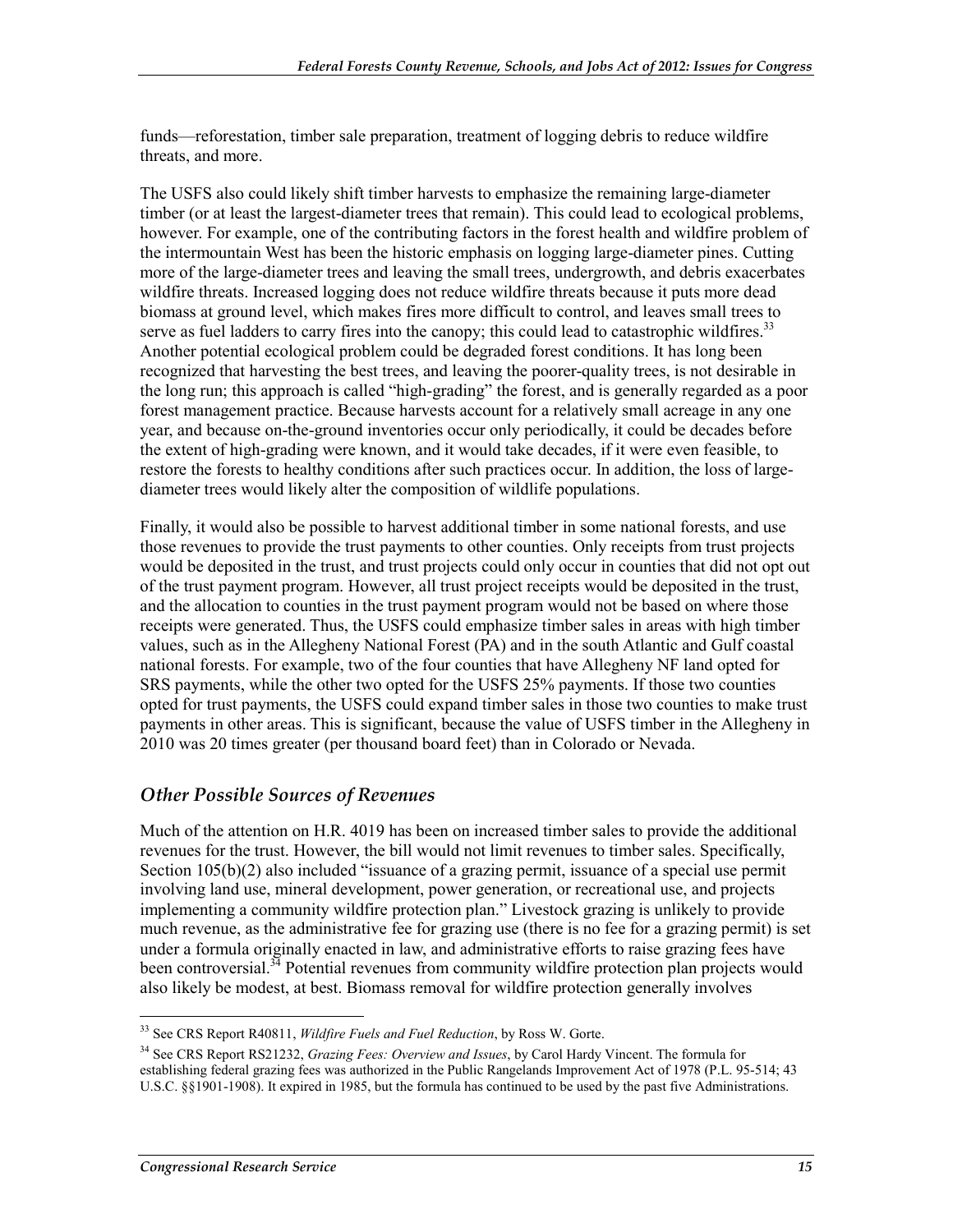funds—reforestation, timber sale preparation, treatment of logging debris to reduce wildfire threats, and more.

The USFS also could likely shift timber harvests to emphasize the remaining large-diameter timber (or at least the largest-diameter trees that remain). This could lead to ecological problems, however. For example, one of the contributing factors in the forest health and wildfire problem of the intermountain West has been the historic emphasis on logging large-diameter pines. Cutting more of the large-diameter trees and leaving the small trees, undergrowth, and debris exacerbates wildfire threats. Increased logging does not reduce wildfire threats because it puts more dead biomass at ground level, which makes fires more difficult to control, and leaves small trees to serve as fuel ladders to carry fires into the canopy; this could lead to catastrophic wildfires.[33] Another potential ecological problem could be degraded forest conditions. It has long been recognized that harvesting the best trees, and leaving the poorer-quality trees, is not desirable in the long run; this approach is called "high-grading" the forest, and is generally regarded as a poor forest management practice. Because harvests account for a relatively small acreage in any one year, and because on-the-ground inventories occur only periodically, it could be decades before the extent of high-grading were known, and it would take decades, if it were even feasible, to restore the forests to healthy conditions after such practices occur. In addition, the loss of large-diameter trees would likely alter the composition of wildlife populations.

Finally, it would also be possible to harvest additional timber in some national forests, and use those revenues to provide the trust payments to other counties. Only receipts from trust projects would be deposited in the trust, and trust projects could only occur in counties that did not opt out of the trust payment program. However, all trust project receipts would be deposited in the trust, and the allocation to counties in the trust payment program would not be based on where those receipts were generated. Thus, the USFS could emphasize timber sales in areas with high timber values, such as in the Allegheny National Forest (PA) and in the south Atlantic and Gulf coastal national forests. For example, two of the four counties that have Allegheny NF land opted for SRS payments, while the other two opted for the USFS 25% payments. If those two counties opted for trust payments, the USFS could expand timber sales in those two counties to make trust payments in other areas. This is significant, because the value of USFS timber in the Allegheny in 2010 was 20 times greater (per thousand board feet) than in Colorado or Nevada.

### *Other Possible Sources of Revenues*

Much of the attention on H.R. 4019 has been on increased timber sales to provide the additional revenues for the trust. However, the bill would not limit revenues to timber sales. Specifically, Section 105(b)(2) also included "issuance of a grazing permit, issuance of a special use permit involving land use, mineral development, power generation, or recreational use, and projects implementing a community wildfire protection plan." Livestock grazing is unlikely to provide much revenue, as the administrative fee for grazing use (there is no fee for a grazing permit) is set under a formula originally enacted in law, and administrative efforts to raise grazing fees have been controversial.[34] Potential revenues from community wildfire protection plan projects would also likely be modest, at best. Biomass removal for wildfire protection generally involves

---

[33] See CRS Report R40811, *Wildfire Fuels and Fuel Reduction*, by Ross W. Gorte.

[34] See CRS Report RS21232, *Grazing Fees: Overview and Issues*, by Carol Hardy Vincent. The formula for establishing federal grazing fees was authorized in the Public Rangelands Improvement Act of 1978 (P.L. 95-514; 43 U.S.C. §§1901-1908). It expired in 1985, but the formula has continued to be used by the past five Administrations.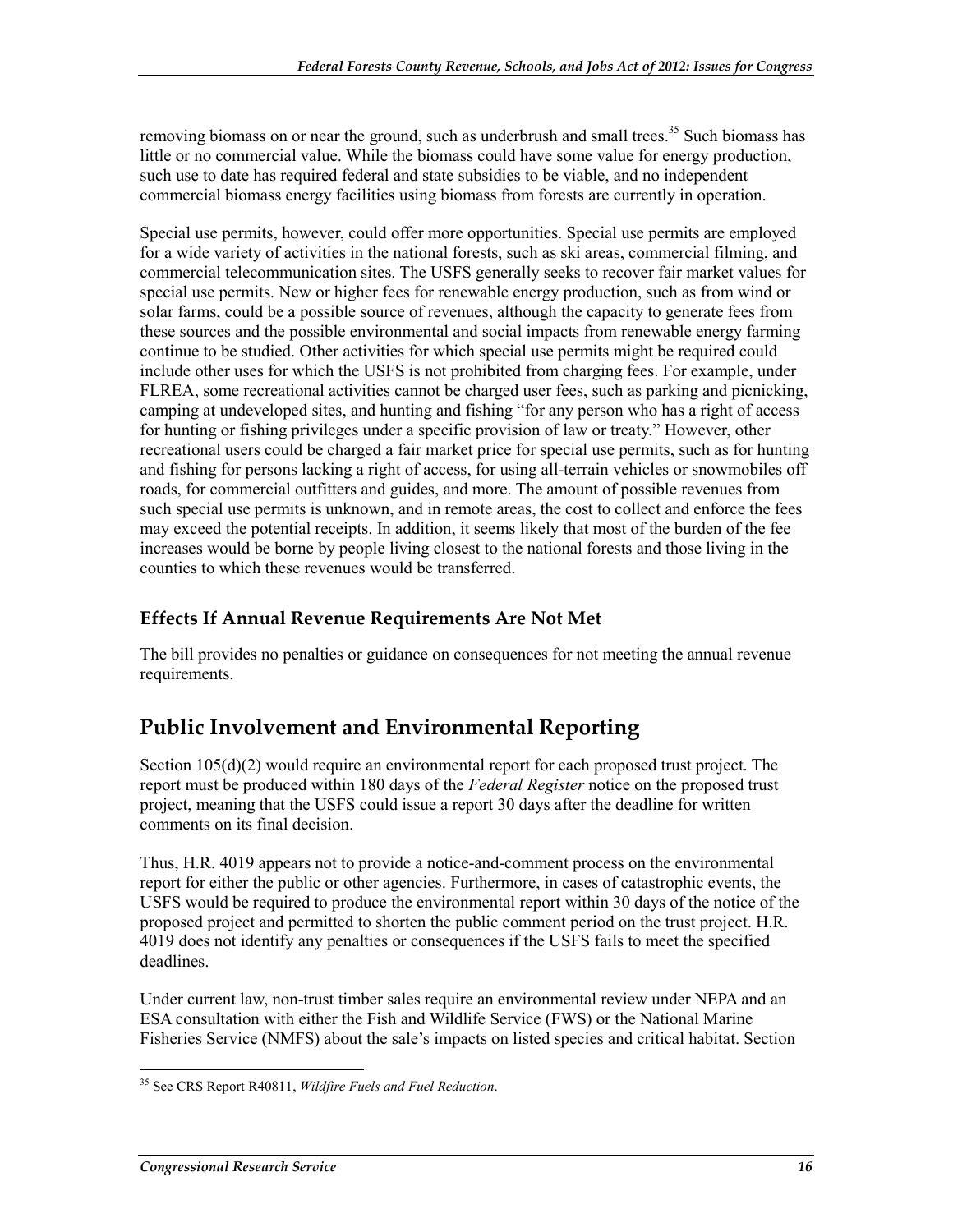removing biomass on or near the ground, such as underbrush and small trees.[35] Such biomass has little or no commercial value. While the biomass could have some value for energy production, such use to date has required federal and state subsidies to be viable, and no independent commercial biomass energy facilities using biomass from forests are currently in operation.

Special use permits, however, could offer more opportunities. Special use permits are employed for a wide variety of activities in the national forests, such as ski areas, commercial filming, and commercial telecommunication sites. The USFS generally seeks to recover fair market values for special use permits. New or higher fees for renewable energy production, such as from wind or solar farms, could be a possible source of revenues, although the capacity to generate fees from these sources and the possible environmental and social impacts from renewable energy farming continue to be studied. Other activities for which special use permits might be required could include other uses for which the USFS is not prohibited from charging fees. For example, under FLREA, some recreational activities cannot be charged user fees, such as parking and picnicking, camping at undeveloped sites, and hunting and fishing "for any person who has a right of access for hunting or fishing privileges under a specific provision of law or treaty." However, other recreational users could be charged a fair market price for special use permits, such as for hunting and fishing for persons lacking a right of access, for using all-terrain vehicles or snowmobiles off roads, for commercial outfitters and guides, and more. The amount of possible revenues from such special use permits is unknown, and in remote areas, the cost to collect and enforce the fees may exceed the potential receipts. In addition, it seems likely that most of the burden of the fee increases would be borne by people living closest to the national forests and those living in the counties to which these revenues would be transferred.

### Effects If Annual Revenue Requirements Are Not Met

The bill provides no penalties or guidance on consequences for not meeting the annual revenue requirements.

## Public Involvement and Environmental Reporting

Section 105(d)(2) would require an environmental report for each proposed trust project. The report must be produced within 180 days of the *Federal Register* notice on the proposed trust project, meaning that the USFS could issue a report 30 days after the deadline for written comments on its final decision.

Thus, H.R. 4019 appears not to provide a notice-and-comment process on the environmental report for either the public or other agencies. Furthermore, in cases of catastrophic events, the USFS would be required to produce the environmental report within 30 days of the notice of the proposed project and permitted to shorten the public comment period on the trust project. H.R. 4019 does not identify any penalties or consequences if the USFS fails to meet the specified deadlines.

Under current law, non-trust timber sales require an environmental review under NEPA and an ESA consultation with either the Fish and Wildlife Service (FWS) or the National Marine Fisheries Service (NMFS) about the sale's impacts on listed species and critical habitat. Section

[35] See CRS Report R40811, *Wildfire Fuels and Fuel Reduction*.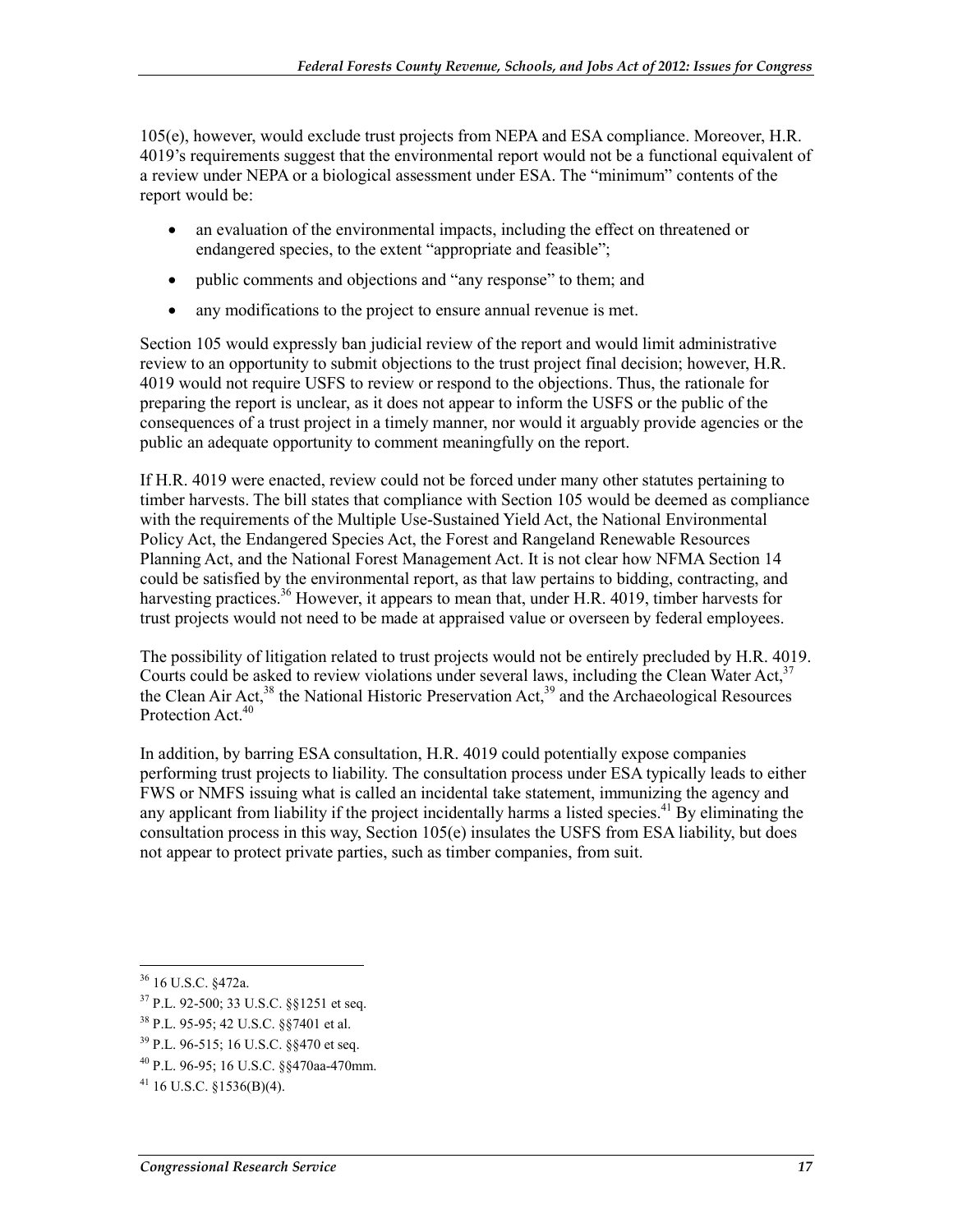105(e), however, would exclude trust projects from NEPA and ESA compliance. Moreover, H.R. 4019's requirements suggest that the environmental report would not be a functional equivalent of a review under NEPA or a biological assessment under ESA. The "minimum" contents of the report would be:

- an evaluation of the environmental impacts, including the effect on threatened or endangered species, to the extent "appropriate and feasible";
- public comments and objections and "any response" to them; and
- any modifications to the project to ensure annual revenue is met.

Section 105 would expressly ban judicial review of the report and would limit administrative review to an opportunity to submit objections to the trust project final decision; however, H.R. 4019 would not require USFS to review or respond to the objections. Thus, the rationale for preparing the report is unclear, as it does not appear to inform the USFS or the public of the consequences of a trust project in a timely manner, nor would it arguably provide agencies or the public an adequate opportunity to comment meaningfully on the report.

If H.R. 4019 were enacted, review could not be forced under many other statutes pertaining to timber harvests. The bill states that compliance with Section 105 would be deemed as compliance with the requirements of the Multiple Use-Sustained Yield Act, the National Environmental Policy Act, the Endangered Species Act, the Forest and Rangeland Renewable Resources Planning Act, and the National Forest Management Act. It is not clear how NFMA Section 14 could be satisfied by the environmental report, as that law pertains to bidding, contracting, and harvesting practices.[36] However, it appears to mean that, under H.R. 4019, timber harvests for trust projects would not need to be made at appraised value or overseen by federal employees.

The possibility of litigation related to trust projects would not be entirely precluded by H.R. 4019. Courts could be asked to review violations under several laws, including the Clean Water Act,[37] the Clean Air Act,[38] the National Historic Preservation Act,[39] and the Archaeological Resources Protection Act.[40]

In addition, by barring ESA consultation, H.R. 4019 could potentially expose companies performing trust projects to liability. The consultation process under ESA typically leads to either FWS or NMFS issuing what is called an incidental take statement, immunizing the agency and any applicant from liability if the project incidentally harms a listed species.[41] By eliminating the consultation process in this way, Section 105(e) insulates the USFS from ESA liability, but does not appear to protect private parties, such as timber companies, from suit.

---

[36] 16 U.S.C. §472a.

[37] P.L. 92-500; 33 U.S.C. §§1251 et seq.

[38] P.L. 95-95; 42 U.S.C. §§7401 et al.

[39] P.L. 96-515; 16 U.S.C. §§470 et seq.

[40] P.L. 96-95; 16 U.S.C. §§470aa-470mm.

[41] 16 U.S.C. §1536(B)(4).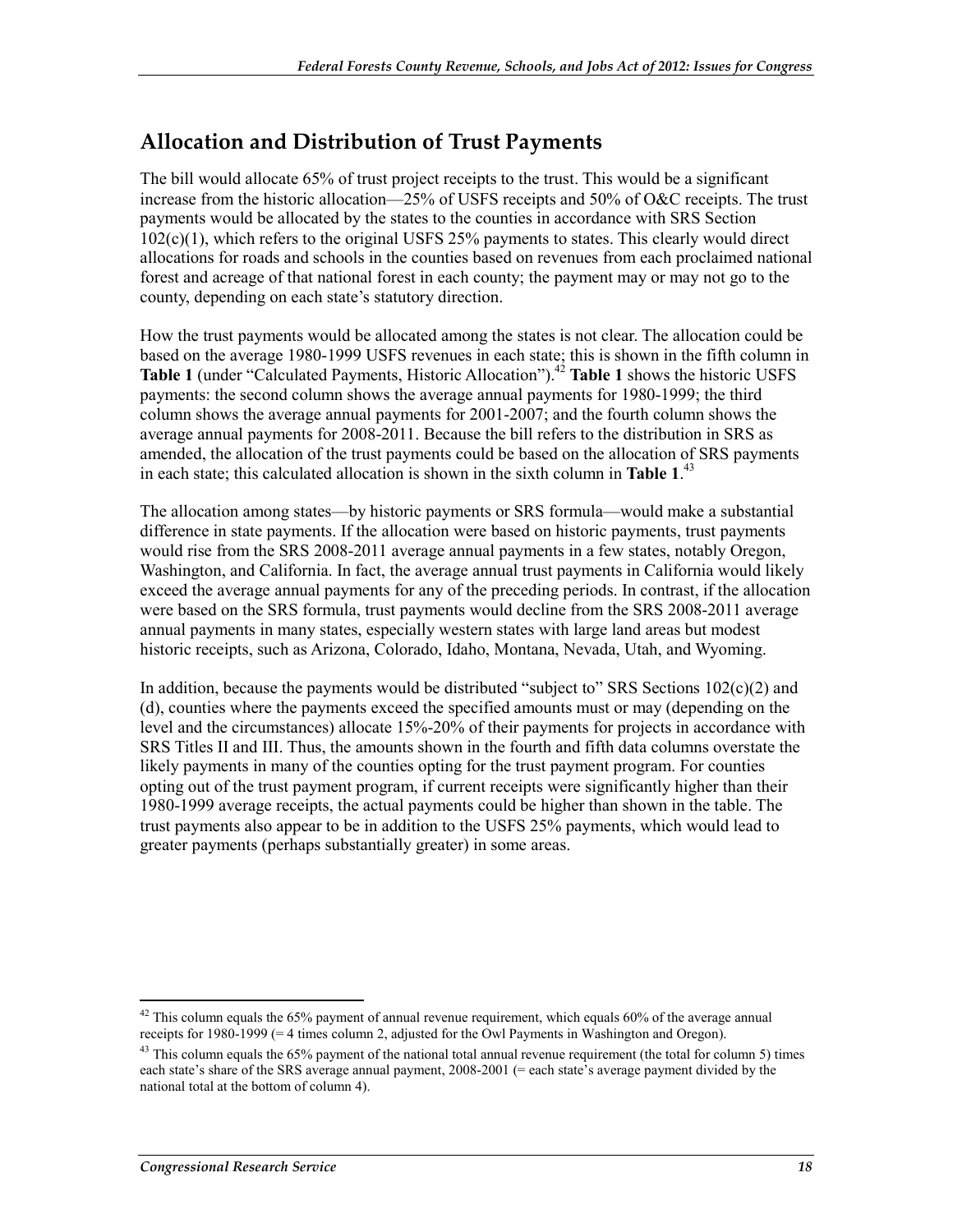## Allocation and Distribution of Trust Payments

The bill would allocate 65% of trust project receipts to the trust. This would be a significant increase from the historic allocation—25% of USFS receipts and 50% of O&C receipts. The trust payments would be allocated by the states to the counties in accordance with SRS Section 102(c)(1), which refers to the original USFS 25% payments to states. This clearly would direct allocations for roads and schools in the counties based on revenues from each proclaimed national forest and acreage of that national forest in each county; the payment may or may not go to the county, depending on each state's statutory direction.

How the trust payments would be allocated among the states is not clear. The allocation could be based on the average 1980-1999 USFS revenues in each state; this is shown in the fifth column in **Table 1** (under "Calculated Payments, Historic Allocation").[42] **Table 1** shows the historic USFS payments: the second column shows the average annual payments for 1980-1999; the third column shows the average annual payments for 2001-2007; and the fourth column shows the average annual payments for 2008-2011. Because the bill refers to the distribution in SRS as amended, the allocation of the trust payments could be based on the allocation of SRS payments in each state; this calculated allocation is shown in the sixth column in **Table 1**.[43]

The allocation among states—by historic payments or SRS formula—would make a substantial difference in state payments. If the allocation were based on historic payments, trust payments would rise from the SRS 2008-2011 average annual payments in a few states, notably Oregon, Washington, and California. In fact, the average annual trust payments in California would likely exceed the average annual payments for any of the preceding periods. In contrast, if the allocation were based on the SRS formula, trust payments would decline from the SRS 2008-2011 average annual payments in many states, especially western states with large land areas but modest historic receipts, such as Arizona, Colorado, Idaho, Montana, Nevada, Utah, and Wyoming.

In addition, because the payments would be distributed "subject to" SRS Sections 102(c)(2) and (d), counties where the payments exceed the specified amounts must or may (depending on the level and the circumstances) allocate 15%-20% of their payments for projects in accordance with SRS Titles II and III. Thus, the amounts shown in the fourth and fifth data columns overstate the likely payments in many of the counties opting for the trust payment program. For counties opting out of the trust payment program, if current receipts were significantly higher than their 1980-1999 average receipts, the actual payments could be higher than shown in the table. The trust payments also appear to be in addition to the USFS 25% payments, which would lead to greater payments (perhaps substantially greater) in some areas.

---

[42] This column equals the 65% payment of annual revenue requirement, which equals 60% of the average annual receipts for 1980-1999 (= 4 times column 2, adjusted for the Owl Payments in Washington and Oregon).

[43] This column equals the 65% payment of the national total annual revenue requirement (the total for column 5) times each state's share of the SRS average annual payment, 2008-2001 (= each state's average payment divided by the national total at the bottom of column 4).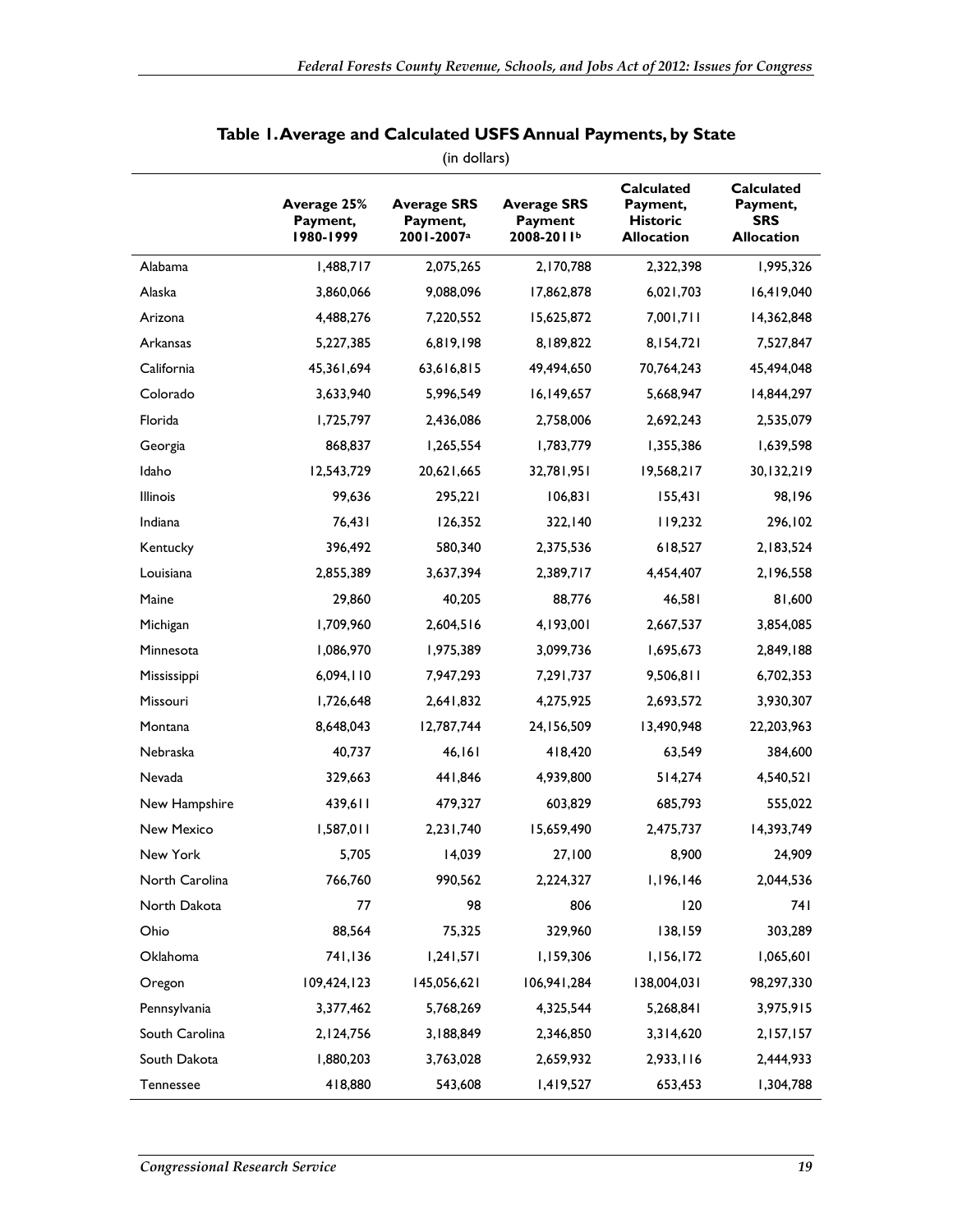**Table 1. Average and Calculated USFS Annual Payments, by State**

(in dollars)

| | Average 25% Payment, 1980-1999 | Average SRS Payment, 2001-2007[a] | Average SRS Payment 2008-2011[b] | Calculated Payment, Historic Allocation | Calculated Payment, SRS Allocation |
|---|---|---|---|---|---|
| Alabama | 1,488,717 | 2,075,265 | 2,170,788 | 2,322,398 | 1,995,326 |
| Alaska | 3,860,066 | 9,088,096 | 17,862,878 | 6,021,703 | 16,419,040 |
| Arizona | 4,488,276 | 7,220,552 | 15,625,872 | 7,001,711 | 14,362,848 |
| Arkansas | 5,227,385 | 6,819,198 | 8,189,822 | 8,154,721 | 7,527,847 |
| California | 45,361,694 | 63,616,815 | 49,494,650 | 70,764,243 | 45,494,048 |
| Colorado | 3,633,940 | 5,996,549 | 16,149,657 | 5,668,947 | 14,844,297 |
| Florida | 1,725,797 | 2,436,086 | 2,758,006 | 2,692,243 | 2,535,079 |
| Georgia | 868,837 | 1,265,554 | 1,783,779 | 1,355,386 | 1,639,598 |
| Idaho | 12,543,729 | 20,621,665 | 32,781,951 | 19,568,217 | 30,132,219 |
| Illinois | 99,636 | 295,221 | 106,831 | 155,431 | 98,196 |
| Indiana | 76,431 | 126,352 | 322,140 | 119,232 | 296,102 |
| Kentucky | 396,492 | 580,340 | 2,375,536 | 618,527 | 2,183,524 |
| Louisiana | 2,855,389 | 3,637,394 | 2,389,717 | 4,454,407 | 2,196,558 |
| Maine | 29,860 | 40,205 | 88,776 | 46,581 | 81,600 |
| Michigan | 1,709,960 | 2,604,516 | 4,193,001 | 2,667,537 | 3,854,085 |
| Minnesota | 1,086,970 | 1,975,389 | 3,099,736 | 1,695,673 | 2,849,188 |
| Mississippi | 6,094,110 | 7,947,293 | 7,291,737 | 9,506,811 | 6,702,353 |
| Missouri | 1,726,648 | 2,641,832 | 4,275,925 | 2,693,572 | 3,930,307 |
| Montana | 8,648,043 | 12,787,744 | 24,156,509 | 13,490,948 | 22,203,963 |
| Nebraska | 40,737 | 46,161 | 418,420 | 63,549 | 384,600 |
| Nevada | 329,663 | 441,846 | 4,939,800 | 514,274 | 4,540,521 |
| New Hampshire | 439,611 | 479,327 | 603,829 | 685,793 | 555,022 |
| New Mexico | 1,587,011 | 2,231,740 | 15,659,490 | 2,475,737 | 14,393,749 |
| New York | 5,705 | 14,039 | 27,100 | 8,900 | 24,909 |
| North Carolina | 766,760 | 990,562 | 2,224,327 | 1,196,146 | 2,044,536 |
| North Dakota | 77 | 98 | 806 | 120 | 741 |
| Ohio | 88,564 | 75,325 | 329,960 | 138,159 | 303,289 |
| Oklahoma | 741,136 | 1,241,571 | 1,159,306 | 1,156,172 | 1,065,601 |
| Oregon | 109,424,123 | 145,056,621 | 106,941,284 | 138,004,031 | 98,297,330 |
| Pennsylvania | 3,377,462 | 5,768,269 | 4,325,544 | 5,268,841 | 3,975,915 |
| South Carolina | 2,124,756 | 3,188,849 | 2,346,850 | 3,314,620 | 2,157,157 |
| South Dakota | 1,880,203 | 3,763,028 | 2,659,932 | 2,933,116 | 2,444,933 |
| Tennessee | 418,880 | 543,608 | 1,419,527 | 653,453 | 1,304,788 |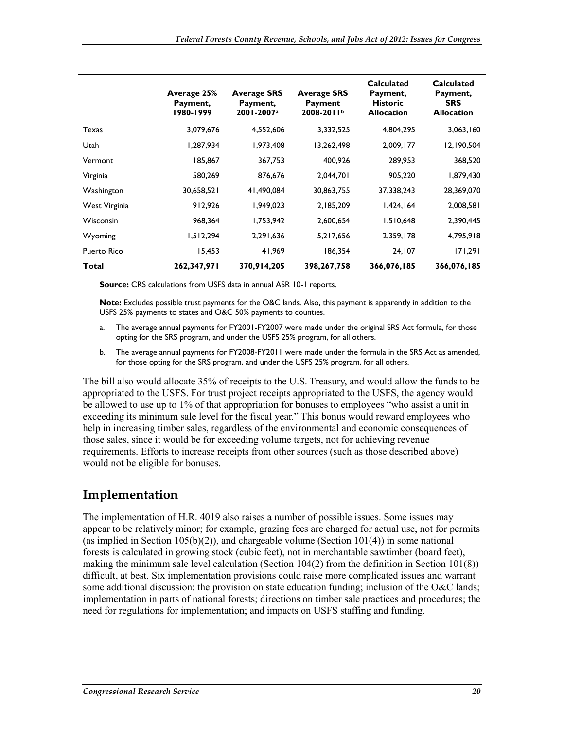| | Average 25% Payment, 1980-1999 | Average SRS Payment, 2001-2007[a] | Average SRS Payment 2008-2011[b] | Calculated Payment, Historic Allocation | Calculated Payment, SRS Allocation |
|---|---|---|---|---|---|
| Texas | 3,079,676 | 4,552,606 | 3,332,525 | 4,804,295 | 3,063,160 |
| Utah | 1,287,934 | 1,973,408 | 13,262,498 | 2,009,177 | 12,190,504 |
| Vermont | 185,867 | 367,753 | 400,926 | 289,953 | 368,520 |
| Virginia | 580,269 | 876,676 | 2,044,701 | 905,220 | 1,879,430 |
| Washington | 30,658,521 | 41,490,084 | 30,863,755 | 37,338,243 | 28,369,070 |
| West Virginia | 912,926 | 1,949,023 | 2,185,209 | 1,424,164 | 2,008,581 |
| Wisconsin | 968,364 | 1,753,942 | 2,600,654 | 1,510,648 | 2,390,445 |
| Wyoming | 1,512,294 | 2,291,636 | 5,217,656 | 2,359,178 | 4,795,918 |
| Puerto Rico | 15,453 | 41,969 | 186,354 | 24,107 | 171,291 |
| **Total** | **262,347,971** | **370,914,205** | **398,267,758** | **366,076,185** | **366,076,185** |

**Source:** CRS calculations from USFS data in annual ASR 10-1 reports.

**Note:** Excludes possible trust payments for the O&C lands. Also, this payment is apparently in addition to the USFS 25% payments to states and O&C 50% payments to counties.

a. The average annual payments for FY2001-FY2007 were made under the original SRS Act formula, for those opting for the SRS program, and under the USFS 25% program, for all others.

b. The average annual payments for FY2008-FY2011 were made under the formula in the SRS Act as amended, for those opting for the SRS program, and under the USFS 25% program, for all others.

The bill also would allocate 35% of receipts to the U.S. Treasury, and would allow the funds to be appropriated to the USFS. For trust project receipts appropriated to the USFS, the agency would be allowed to use up to 1% of that appropriation for bonuses to employees "who assist a unit in exceeding its minimum sale level for the fiscal year." This bonus would reward employees who help in increasing timber sales, regardless of the environmental and economic consequences of those sales, since it would be for exceeding volume targets, not for achieving revenue requirements. Efforts to increase receipts from other sources (such as those described above) would not be eligible for bonuses.

## Implementation

The implementation of H.R. 4019 also raises a number of possible issues. Some issues may appear to be relatively minor; for example, grazing fees are charged for actual use, not for permits (as implied in Section 105(b)(2)), and chargeable volume (Section 101(4)) in some national forests is calculated in growing stock (cubic feet), not in merchantable sawtimber (board feet), making the minimum sale level calculation (Section 104(2) from the definition in Section 101(8)) difficult, at best. Six implementation provisions could raise more complicated issues and warrant some additional discussion: the provision on state education funding; inclusion of the O&C lands; implementation in parts of national forests; directions on timber sale practices and procedures; the need for regulations for implementation; and impacts on USFS staffing and funding.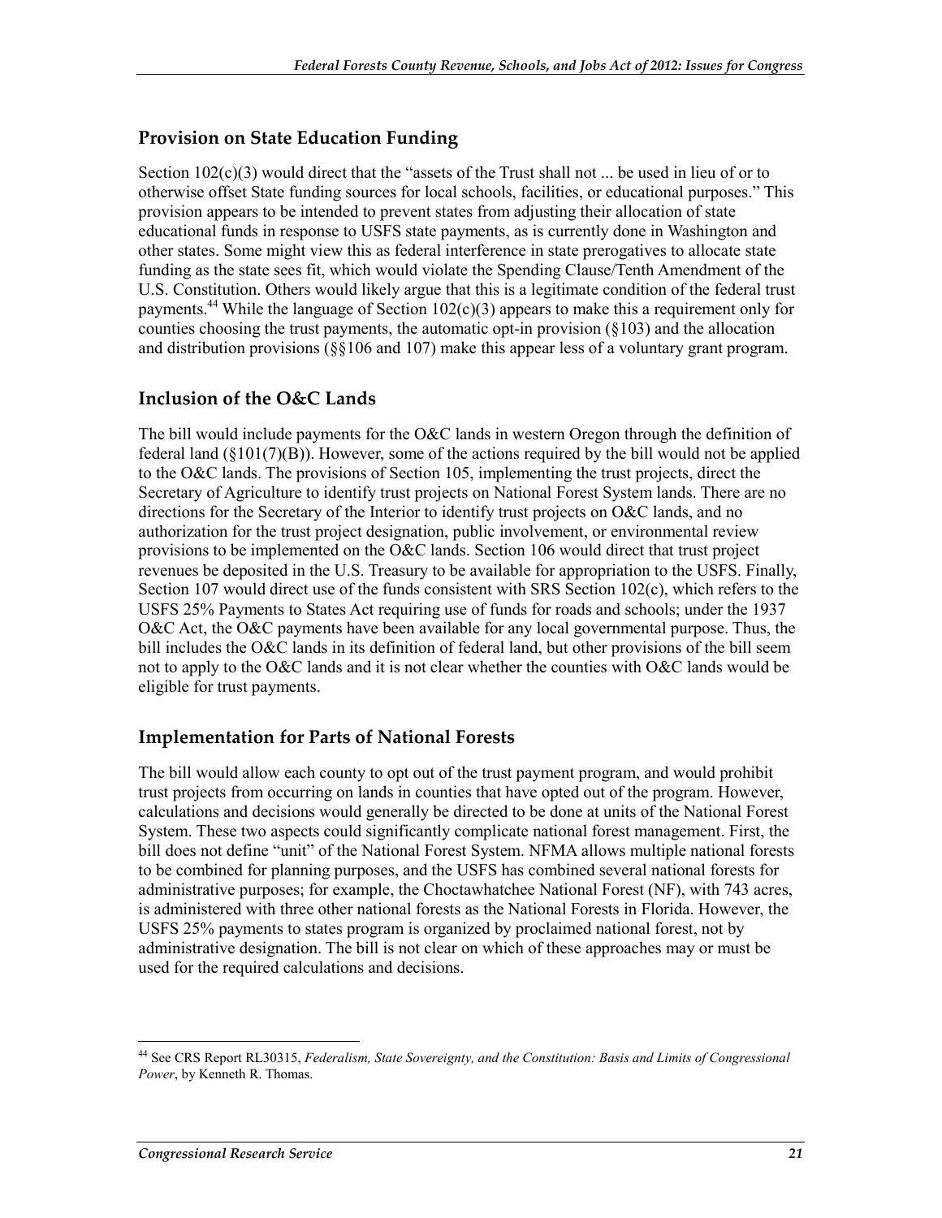## Provision on State Education Funding

Section 102(c)(3) would direct that the "assets of the Trust shall not ... be used in lieu of or to otherwise offset State funding sources for local schools, facilities, or educational purposes." This provision appears to be intended to prevent states from adjusting their allocation of state educational funds in response to USFS state payments, as is currently done in Washington and other states. Some might view this as federal interference in state prerogatives to allocate state funding as the state sees fit, which would violate the Spending Clause/Tenth Amendment of the U.S. Constitution. Others would likely argue that this is a legitimate condition of the federal trust payments.[44] While the language of Section 102(c)(3) appears to make this a requirement only for counties choosing the trust payments, the automatic opt-in provision (§103) and the allocation and distribution provisions (§§106 and 107) make this appear less of a voluntary grant program.

## Inclusion of the O&C Lands

The bill would include payments for the O&C lands in western Oregon through the definition of federal land (§101(7)(B)). However, some of the actions required by the bill would not be applied to the O&C lands. The provisions of Section 105, implementing the trust projects, direct the Secretary of Agriculture to identify trust projects on National Forest System lands. There are no directions for the Secretary of the Interior to identify trust projects on O&C lands, and no authorization for the trust project designation, public involvement, or environmental review provisions to be implemented on the O&C lands. Section 106 would direct that trust project revenues be deposited in the U.S. Treasury to be available for appropriation to the USFS. Finally, Section 107 would direct use of the funds consistent with SRS Section 102(c), which refers to the USFS 25% Payments to States Act requiring use of funds for roads and schools; under the 1937 O&C Act, the O&C payments have been available for any local governmental purpose. Thus, the bill includes the O&C lands in its definition of federal land, but other provisions of the bill seem not to apply to the O&C lands and it is not clear whether the counties with O&C lands would be eligible for trust payments.

## Implementation for Parts of National Forests

The bill would allow each county to opt out of the trust payment program, and would prohibit trust projects from occurring on lands in counties that have opted out of the program. However, calculations and decisions would generally be directed to be done at units of the National Forest System. These two aspects could significantly complicate national forest management. First, the bill does not define "unit" of the National Forest System. NFMA allows multiple national forests to be combined for planning purposes, and the USFS has combined several national forests for administrative purposes; for example, the Choctawhatchee National Forest (NF), with 743 acres, is administered with three other national forests as the National Forests in Florida. However, the USFS 25% payments to states program is organized by proclaimed national forest, not by administrative designation. The bill is not clear on which of these approaches may or must be used for the required calculations and decisions.

---

[44] See CRS Report RL30315, *Federalism, State Sovereignty, and the Constitution: Basis and Limits of Congressional Power*, by Kenneth R. Thomas.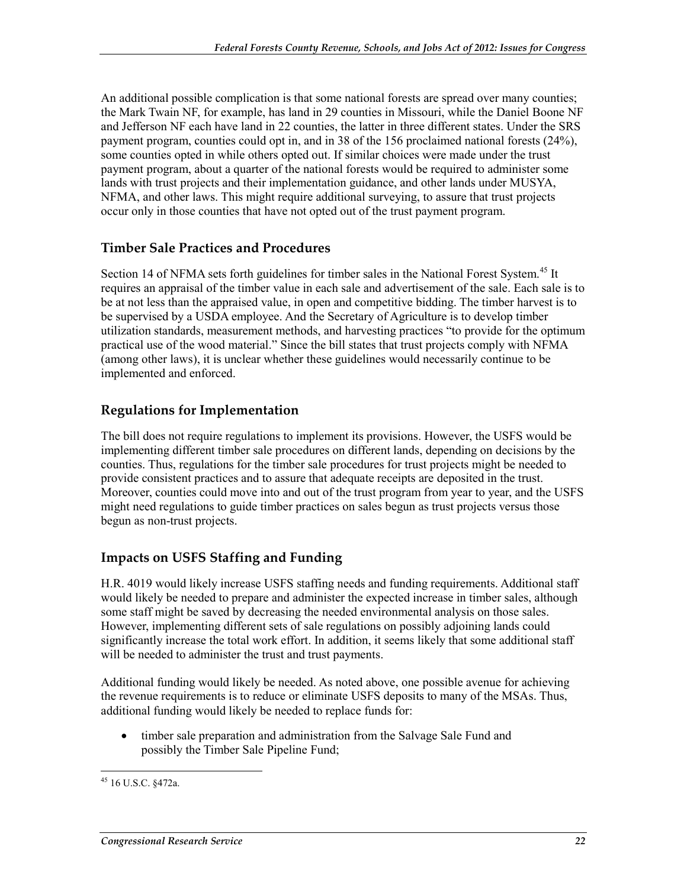An additional possible complication is that some national forests are spread over many counties; the Mark Twain NF, for example, has land in 29 counties in Missouri, while the Daniel Boone NF and Jefferson NF each have land in 22 counties, the latter in three different states. Under the SRS payment program, counties could opt in, and in 38 of the 156 proclaimed national forests (24%), some counties opted in while others opted out. If similar choices were made under the trust payment program, about a quarter of the national forests would be required to administer some lands with trust projects and their implementation guidance, and other lands under MUSYA, NFMA, and other laws. This might require additional surveying, to assure that trust projects occur only in those counties that have not opted out of the trust payment program.

## Timber Sale Practices and Procedures

Section 14 of NFMA sets forth guidelines for timber sales in the National Forest System.[45] It requires an appraisal of the timber value in each sale and advertisement of the sale. Each sale is to be at not less than the appraised value, in open and competitive bidding. The timber harvest is to be supervised by a USDA employee. And the Secretary of Agriculture is to develop timber utilization standards, measurement methods, and harvesting practices "to provide for the optimum practical use of the wood material." Since the bill states that trust projects comply with NFMA (among other laws), it is unclear whether these guidelines would necessarily continue to be implemented and enforced.

## Regulations for Implementation

The bill does not require regulations to implement its provisions. However, the USFS would be implementing different timber sale procedures on different lands, depending on decisions by the counties. Thus, regulations for the timber sale procedures for trust projects might be needed to provide consistent practices and to assure that adequate receipts are deposited in the trust. Moreover, counties could move into and out of the trust program from year to year, and the USFS might need regulations to guide timber practices on sales begun as trust projects versus those begun as non-trust projects.

## Impacts on USFS Staffing and Funding

H.R. 4019 would likely increase USFS staffing needs and funding requirements. Additional staff would likely be needed to prepare and administer the expected increase in timber sales, although some staff might be saved by decreasing the needed environmental analysis on those sales. However, implementing different sets of sale regulations on possibly adjoining lands could significantly increase the total work effort. In addition, it seems likely that some additional staff will be needed to administer the trust and trust payments.

Additional funding would likely be needed. As noted above, one possible avenue for achieving the revenue requirements is to reduce or eliminate USFS deposits to many of the MSAs. Thus, additional funding would likely be needed to replace funds for:

- timber sale preparation and administration from the Salvage Sale Fund and possibly the Timber Sale Pipeline Fund;

[45] 16 U.S.C. §472a.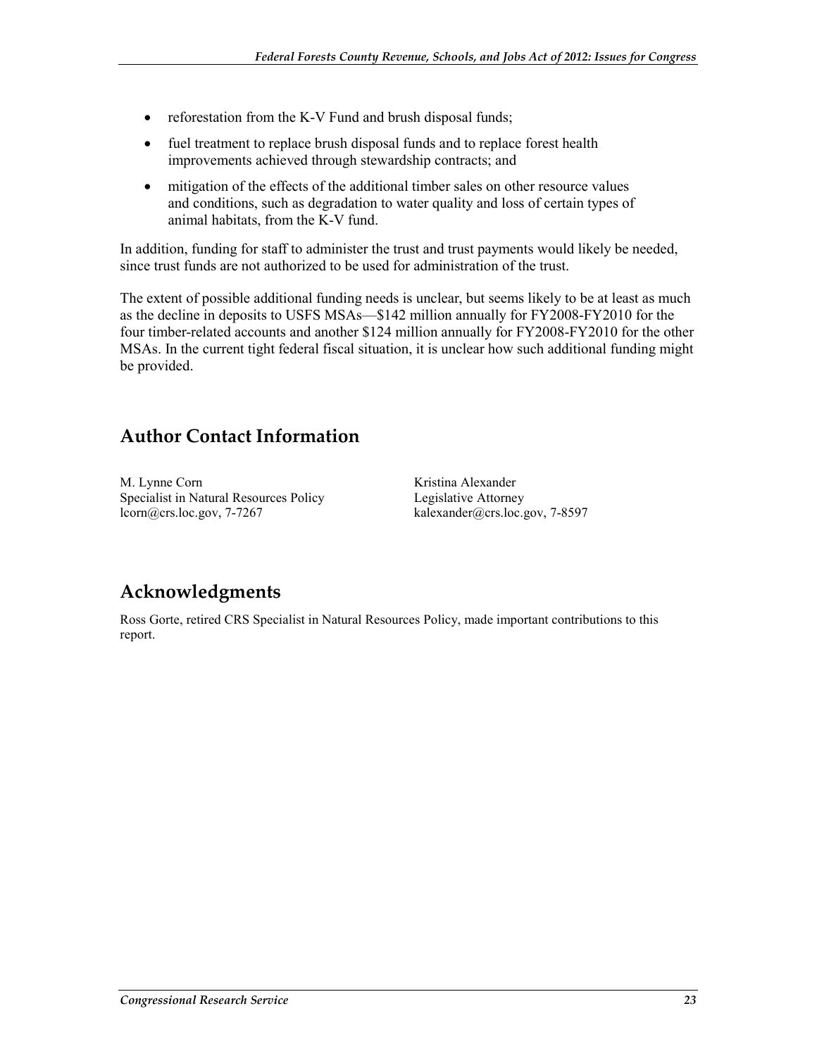- reforestation from the K-V Fund and brush disposal funds;
- fuel treatment to replace brush disposal funds and to replace forest health improvements achieved through stewardship contracts; and
- mitigation of the effects of the additional timber sales on other resource values and conditions, such as degradation to water quality and loss of certain types of animal habitats, from the K-V fund.

In addition, funding for staff to administer the trust and trust payments would likely be needed, since trust funds are not authorized to be used for administration of the trust.

The extent of possible additional funding needs is unclear, but seems likely to be at least as much as the decline in deposits to USFS MSAs—$142 million annually for FY2008-FY2010 for the four timber-related accounts and another $124 million annually for FY2008-FY2010 for the other MSAs. In the current tight federal fiscal situation, it is unclear how such additional funding might be provided.

## Author Contact Information

M. Lynne Corn
Specialist in Natural Resources Policy
lcorn@crs.loc.gov, 7-7267

Kristina Alexander
Legislative Attorney
kalexander@crs.loc.gov, 7-8597

## Acknowledgments

Ross Gorte, retired CRS Specialist in Natural Resources Policy, made important contributions to this report.